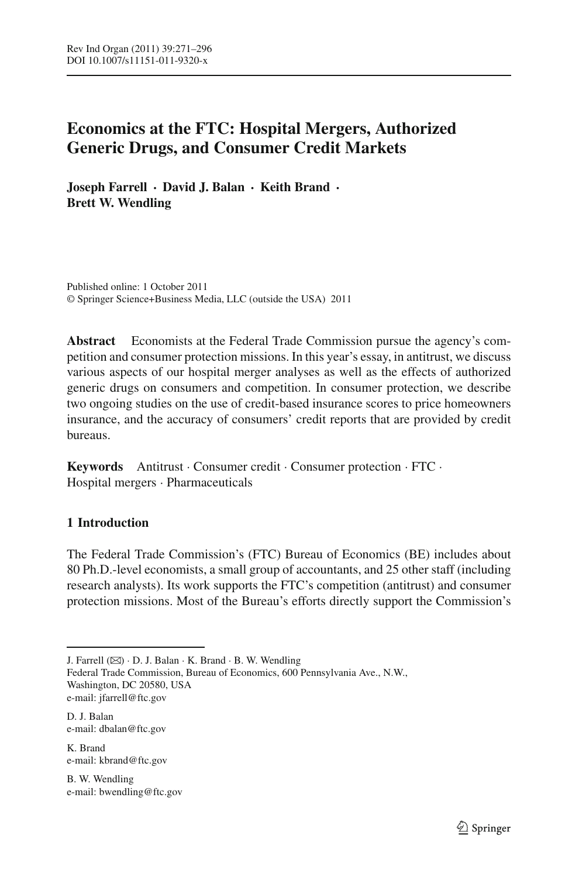# Economics at the FTC: Hospital Mergers, Authorized Generic Drugs, and Consumer Credit Markets

**Joseph Farrell · David J. Balan · Keith Brand · Brett W. Wendling**

Published online: 1 October 2011
© Springer Science+Business Media, LLC (outside the USA) 2011

**Abstract** Economists at the Federal Trade Commission pursue the agency's competition and consumer protection missions. In this year's essay, in antitrust, we discuss various aspects of our hospital merger analyses as well as the effects of authorized generic drugs on consumers and competition. In consumer protection, we describe two ongoing studies on the use of credit-based insurance scores to price homeowners insurance, and the accuracy of consumers' credit reports that are provided by credit bureaus.

**Keywords** Antitrust · Consumer credit · Consumer protection · FTC · Hospital mergers · Pharmaceuticals

## 1 Introduction

The Federal Trade Commission's (FTC) Bureau of Economics (BE) includes about 80 Ph.D.-level economists, a small group of accountants, and 25 other staff (including research analysts). Its work supports the FTC's competition (antitrust) and consumer protection missions. Most of the Bureau's efforts directly support the Commission's

---

J. Farrell (✉) · D. J. Balan · K. Brand · B. W. Wendling
Federal Trade Commission, Bureau of Economics, 600 Pennsylvania Ave., N.W., Washington, DC 20580, USA
e-mail: jfarrell@ftc.gov

D. J. Balan
e-mail: dbalan@ftc.gov

K. Brand
e-mail: kbrand@ftc.gov

B. W. Wendling
e-mail: bwendling@ftc.gov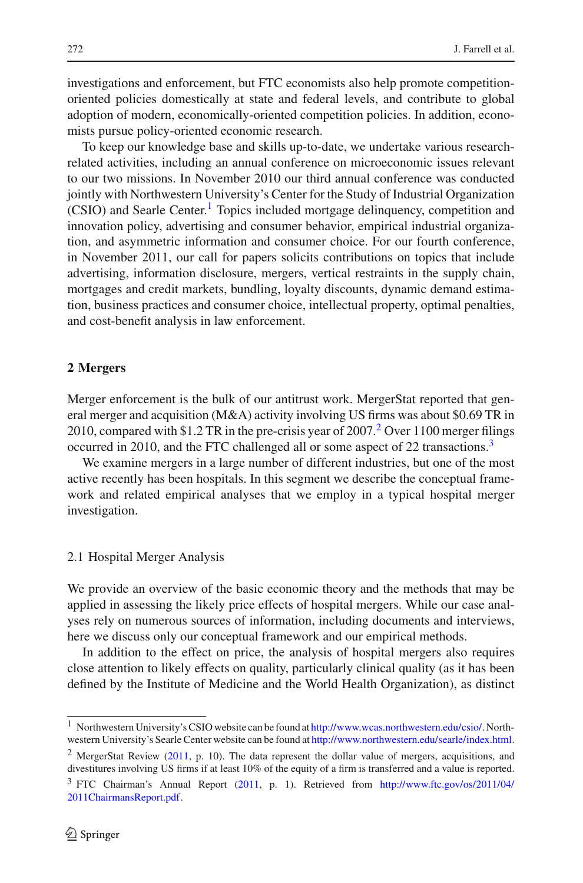investigations and enforcement, but FTC economists also help promote competition-oriented policies domestically at state and federal levels, and contribute to global adoption of modern, economically-oriented competition policies. In addition, economists pursue policy-oriented economic research.

To keep our knowledge base and skills up-to-date, we undertake various research-related activities, including an annual conference on microeconomic issues relevant to our two missions. In November 2010 our third annual conference was conducted jointly with Northwestern University's Center for the Study of Industrial Organization (CSIO) and Searle Center.[1] Topics included mortgage delinquency, competition and innovation policy, advertising and consumer behavior, empirical industrial organization, and asymmetric information and consumer choice. For our fourth conference, in November 2011, our call for papers solicits contributions on topics that include advertising, information disclosure, mergers, vertical restraints in the supply chain, mortgages and credit markets, bundling, loyalty discounts, dynamic demand estimation, business practices and consumer choice, intellectual property, optimal penalties, and cost-benefit analysis in law enforcement.

## 2 Mergers

Merger enforcement is the bulk of our antitrust work. MergerStat reported that general merger and acquisition (M&A) activity involving US firms was about $0.69 TR in 2010, compared with $1.2 TR in the pre-crisis year of 2007.[2] Over 1100 merger filings occurred in 2010, and the FTC challenged all or some aspect of 22 transactions.[3]

We examine mergers in a large number of different industries, but one of the most active recently has been hospitals. In this segment we describe the conceptual framework and related empirical analyses that we employ in a typical hospital merger investigation.

### 2.1 Hospital Merger Analysis

We provide an overview of the basic economic theory and the methods that may be applied in assessing the likely price effects of hospital mergers. While our case analyses rely on numerous sources of information, including documents and interviews, here we discuss only our conceptual framework and our empirical methods.

In addition to the effect on price, the analysis of hospital mergers also requires close attention to likely effects on quality, particularly clinical quality (as it has been defined by the Institute of Medicine and the World Health Organization), as distinct

---

[1] Northwestern University's CSIO website can be found at http://www.wcas.northwestern.edu/csio/. Northwestern University's Searle Center website can be found at http://www.northwestern.edu/searle/index.html.

[2] MergerStat Review (2011, p. 10). The data represent the dollar value of mergers, acquisitions, and divestitures involving US firms if at least 10% of the equity of a firm is transferred and a value is reported.

[3] FTC Chairman's Annual Report (2011, p. 1). Retrieved from http://www.ftc.gov/os/2011/04/2011ChairmansReport.pdf.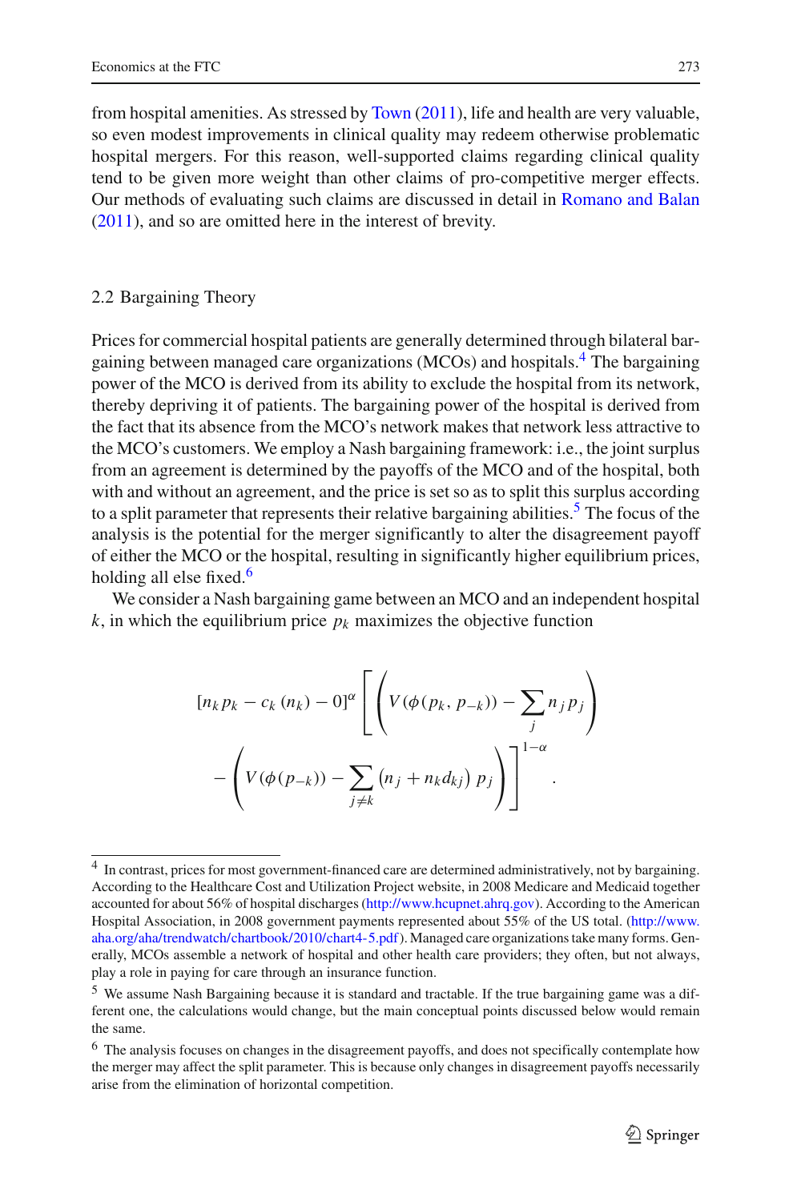from hospital amenities. As stressed by Town (2011), life and health are very valuable, so even modest improvements in clinical quality may redeem otherwise problematic hospital mergers. For this reason, well-supported claims regarding clinical quality tend to be given more weight than other claims of pro-competitive merger effects. Our methods of evaluating such claims are discussed in detail in Romano and Balan (2011), and so are omitted here in the interest of brevity.

## 2.2 Bargaining Theory

Prices for commercial hospital patients are generally determined through bilateral bargaining between managed care organizations (MCOs) and hospitals.[4] The bargaining power of the MCO is derived from its ability to exclude the hospital from its network, thereby depriving it of patients. The bargaining power of the hospital is derived from the fact that its absence from the MCO's network makes that network less attractive to the MCO's customers. We employ a Nash bargaining framework: i.e., the joint surplus from an agreement is determined by the payoffs of the MCO and of the hospital, both with and without an agreement, and the price is set so as to split this surplus according to a split parameter that represents their relative bargaining abilities.[5] The focus of the analysis is the potential for the merger significantly to alter the disagreement payoff of either the MCO or the hospital, resulting in significantly higher equilibrium prices, holding all else fixed.[6]

We consider a Nash bargaining game between an MCO and an independent hospital $k$, in which the equilibrium price $p_k$ maximizes the objective function

$$[n_k p_k - c_k(n_k) - 0]^{\alpha} \left[ \left( V(\phi(p_k, p_{-k})) - \sum_j n_j p_j \right) - \left( V(\phi(p_{-k})) - \sum_{j \neq k} \left(n_j + n_k d_{kj}\right) p_j \right) \right]^{1-\alpha}.$$

---

[4] In contrast, prices for most government-financed care are determined administratively, not by bargaining. According to the Healthcare Cost and Utilization Project website, in 2008 Medicare and Medicaid together accounted for about 56% of hospital discharges (http://www.hcupnet.ahrq.gov). According to the American Hospital Association, in 2008 government payments represented about 55% of the US total. (http://www.aha.org/aha/trendwatch/chartbook/2010/chart4-5.pdf). Managed care organizations take many forms. Generally, MCOs assemble a network of hospital and other health care providers; they often, but not always, play a role in paying for care through an insurance function.

[5] We assume Nash Bargaining because it is standard and tractable. If the true bargaining game was a different one, the calculations would change, but the main conceptual points discussed below would remain the same.

[6] The analysis focuses on changes in the disagreement payoffs, and does not specifically contemplate how the merger may affect the split parameter. This is because only changes in disagreement payoffs necessarily arise from the elimination of horizontal competition.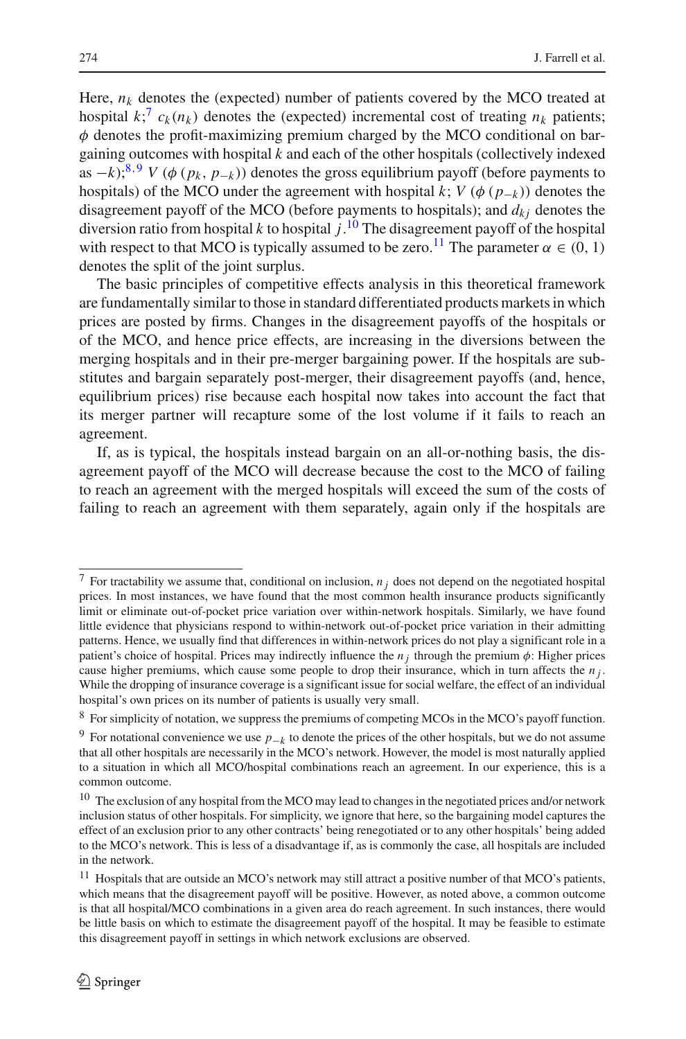Here, $n_k$ denotes the (expected) number of patients covered by the MCO treated at hospital $k$;[7] $c_k(n_k)$ denotes the (expected) incremental cost of treating $n_k$ patients; $\phi$ denotes the profit-maximizing premium charged by the MCO conditional on bargaining outcomes with hospital $k$ and each of the other hospitals (collectively indexed as $-k$);[8,9] $V(\phi(p_k, p_{-k}))$ denotes the gross equilibrium payoff (before payments to hospitals) of the MCO under the agreement with hospital $k$; $V(\phi(p_{-k}))$ denotes the disagreement payoff of the MCO (before payments to hospitals); and $d_{kj}$ denotes the diversion ratio from hospital $k$ to hospital $j$.[10] The disagreement payoff of the hospital with respect to that MCO is typically assumed to be zero.[11] The parameter $\alpha \in (0, 1)$ denotes the split of the joint surplus.

The basic principles of competitive effects analysis in this theoretical framework are fundamentally similar to those in standard differentiated products markets in which prices are posted by firms. Changes in the disagreement payoffs of the hospitals or of the MCO, and hence price effects, are increasing in the diversions between the merging hospitals and in their pre-merger bargaining power. If the hospitals are substitutes and bargain separately post-merger, their disagreement payoffs (and, hence, equilibrium prices) rise because each hospital now takes into account the fact that its merger partner will recapture some of the lost volume if it fails to reach an agreement.

If, as is typical, the hospitals instead bargain on an all-or-nothing basis, the disagreement payoff of the MCO will decrease because the cost to the MCO of failing to reach an agreement with the merged hospitals will exceed the sum of the costs of failing to reach an agreement with them separately, again only if the hospitals are

---

[7] For tractability we assume that, conditional on inclusion, $n_j$ does not depend on the negotiated hospital prices. In most instances, we have found that the most common health insurance products significantly limit or eliminate out-of-pocket price variation over within-network hospitals. Similarly, we have found little evidence that physicians respond to within-network out-of-pocket price variation in their admitting patterns. Hence, we usually find that differences in within-network prices do not play a significant role in a patient's choice of hospital. Prices may indirectly influence the $n_j$ through the premium $\phi$: Higher prices cause higher premiums, which cause some people to drop their insurance, which in turn affects the $n_j$. While the dropping of insurance coverage is a significant issue for social welfare, the effect of an individual hospital's own prices on its number of patients is usually very small.

[8] For simplicity of notation, we suppress the premiums of competing MCOs in the MCO's payoff function.

[9] For notational convenience we use $p_{-k}$ to denote the prices of the other hospitals, but we do not assume that all other hospitals are necessarily in the MCO's network. However, the model is most naturally applied to a situation in which all MCO/hospital combinations reach an agreement. In our experience, this is a common outcome.

[10] The exclusion of any hospital from the MCO may lead to changes in the negotiated prices and/or network inclusion status of other hospitals. For simplicity, we ignore that here, so the bargaining model captures the effect of an exclusion prior to any other contracts' being renegotiated or to any other hospitals' being added to the MCO's network. This is less of a disadvantage if, as is commonly the case, all hospitals are included in the network.

[11] Hospitals that are outside an MCO's network may still attract a positive number of that MCO's patients, which means that the disagreement payoff will be positive. However, as noted above, a common outcome is that all hospital/MCO combinations in a given area do reach agreement. In such instances, there would be little basis on which to estimate the disagreement payoff of the hospital. It may be feasible to estimate this disagreement payoff in settings in which network exclusions are observed.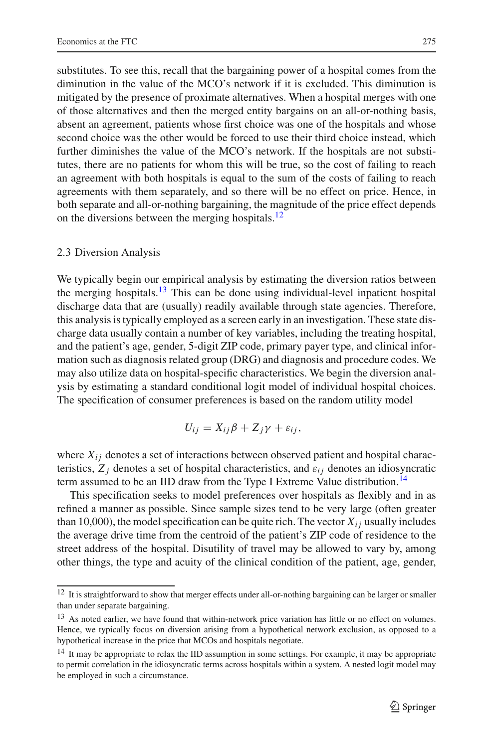substitutes. To see this, recall that the bargaining power of a hospital comes from the diminution in the value of the MCO's network if it is excluded. This diminution is mitigated by the presence of proximate alternatives. When a hospital merges with one of those alternatives and then the merged entity bargains on an all-or-nothing basis, absent an agreement, patients whose first choice was one of the hospitals and whose second choice was the other would be forced to use their third choice instead, which further diminishes the value of the MCO's network. If the hospitals are not substitutes, there are no patients for whom this will be true, so the cost of failing to reach an agreement with both hospitals is equal to the sum of the costs of failing to reach agreements with them separately, and so there will be no effect on price. Hence, in both separate and all-or-nothing bargaining, the magnitude of the price effect depends on the diversions between the merging hospitals.[12]

### 2.3 Diversion Analysis

We typically begin our empirical analysis by estimating the diversion ratios between the merging hospitals.[13] This can be done using individual-level inpatient hospital discharge data that are (usually) readily available through state agencies. Therefore, this analysis is typically employed as a screen early in an investigation. These state discharge data usually contain a number of key variables, including the treating hospital, and the patient's age, gender, 5-digit ZIP code, primary payer type, and clinical information such as diagnosis related group (DRG) and diagnosis and procedure codes. We may also utilize data on hospital-specific characteristics. We begin the diversion analysis by estimating a standard conditional logit model of individual hospital choices. The specification of consumer preferences is based on the random utility model

$$U_{ij} = X_{ij}\beta + Z_j\gamma + \varepsilon_{ij},$$

where $X_{ij}$ denotes a set of interactions between observed patient and hospital characteristics, $Z_j$ denotes a set of hospital characteristics, and $\varepsilon_{ij}$ denotes an idiosyncratic term assumed to be an IID draw from the Type I Extreme Value distribution.[14]

This specification seeks to model preferences over hospitals as flexibly and in as refined a manner as possible. Since sample sizes tend to be very large (often greater than 10,000), the model specification can be quite rich. The vector $X_{ij}$ usually includes the average drive time from the centroid of the patient's ZIP code of residence to the street address of the hospital. Disutility of travel may be allowed to vary by, among other things, the type and acuity of the clinical condition of the patient, age, gender,

---

[12] It is straightforward to show that merger effects under all-or-nothing bargaining can be larger or smaller than under separate bargaining.

[13] As noted earlier, we have found that within-network price variation has little or no effect on volumes. Hence, we typically focus on diversion arising from a hypothetical network exclusion, as opposed to a hypothetical increase in the price that MCOs and hospitals negotiate.

[14] It may be appropriate to relax the IID assumption in some settings. For example, it may be appropriate to permit correlation in the idiosyncratic terms across hospitals within a system. A nested logit model may be employed in such a circumstance.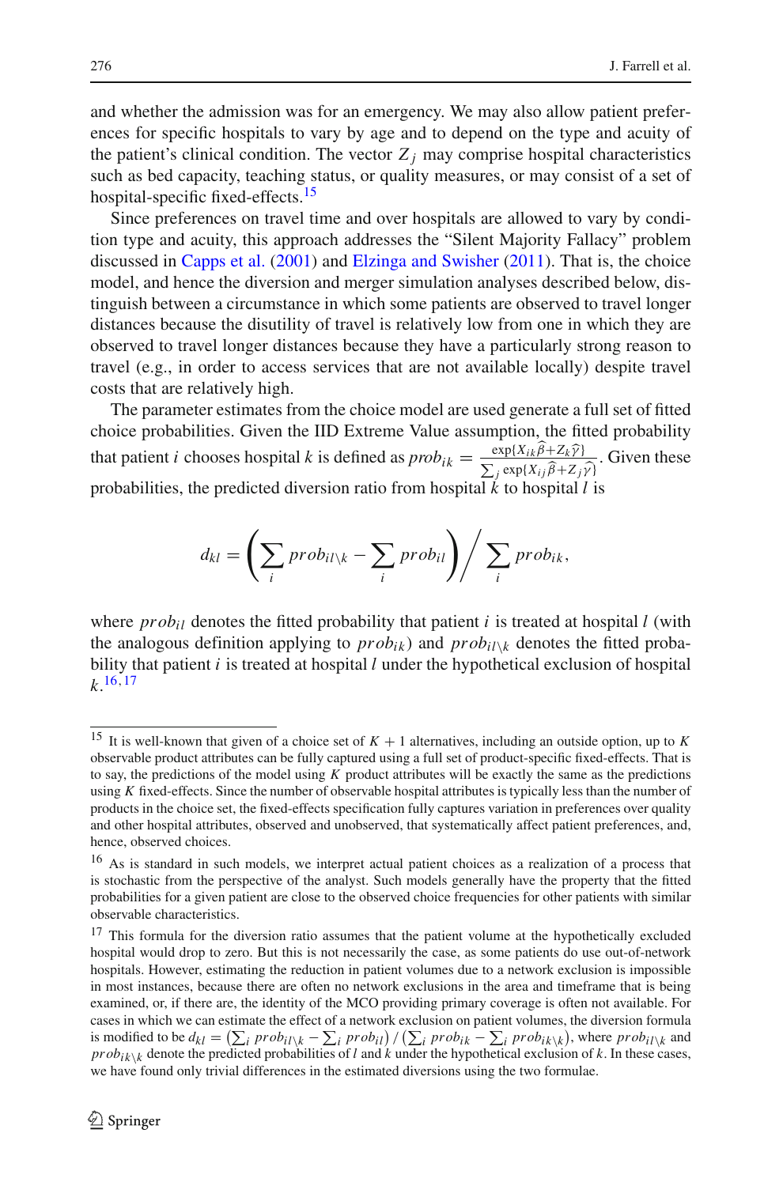and whether the admission was for an emergency. We may also allow patient preferences for specific hospitals to vary by age and to depend on the type and acuity of the patient's clinical condition. The vector $Z_j$ may comprise hospital characteristics such as bed capacity, teaching status, or quality measures, or may consist of a set of hospital-specific fixed-effects.[15]

Since preferences on travel time and over hospitals are allowed to vary by condition type and acuity, this approach addresses the "Silent Majority Fallacy" problem discussed in Capps et al. (2001) and Elzinga and Swisher (2011). That is, the choice model, and hence the diversion and merger simulation analyses described below, distinguish between a circumstance in which some patients are observed to travel longer distances because the disutility of travel is relatively low from one in which they are observed to travel longer distances because they have a particularly strong reason to travel (e.g., in order to access services that are not available locally) despite travel costs that are relatively high.

The parameter estimates from the choice model are used generate a full set of fitted choice probabilities. Given the IID Extreme Value assumption, the fitted probability that patient $i$ chooses hospital $k$ is defined as $prob_{ik} = \frac{\exp\{X_{ik}\widehat{\beta}+Z_k\widehat{\gamma}\}}{\sum_j \exp\{X_{ij}\widehat{\beta}+Z_j\widehat{\gamma}\}}$. Given these probabilities, the predicted diversion ratio from hospital $k$ to hospital $l$ is

$$d_{kl} = \left( \sum_i prob_{il\setminus k} - \sum_i prob_{il} \right) \Big/ \sum_i prob_{ik},$$

where $prob_{il}$ denotes the fitted probability that patient $i$ is treated at hospital $l$ (with the analogous definition applying to $prob_{ik}$) and $prob_{il\setminus k}$ denotes the fitted probability that patient $i$ is treated at hospital $l$ under the hypothetical exclusion of hospital $k$.[16,17]

---

[15] It is well-known that given of a choice set of $K+1$ alternatives, including an outside option, up to $K$ observable product attributes can be fully captured using a full set of product-specific fixed-effects. That is to say, the predictions of the model using $K$ product attributes will be exactly the same as the predictions using $K$ fixed-effects. Since the number of observable hospital attributes is typically less than the number of products in the choice set, the fixed-effects specification fully captures variation in preferences over quality and other hospital attributes, observed and unobserved, that systematically affect patient preferences, and, hence, observed choices.

[16] As is standard in such models, we interpret actual patient choices as a realization of a process that is stochastic from the perspective of the analyst. Such models generally have the property that the fitted probabilities for a given patient are close to the observed choice frequencies for other patients with similar observable characteristics.

[17] This formula for the diversion ratio assumes that the patient volume at the hypothetically excluded hospital would drop to zero. But this is not necessarily the case, as some patients do use out-of-network hospitals. However, estimating the reduction in patient volumes due to a network exclusion is impossible in most instances, because there are often no network exclusions in the area and timeframe that is being examined, or, if there are, the identity of the MCO providing primary coverage is often not available. For cases in which we can estimate the effect of a network exclusion on patient volumes, the diversion formula is modified to be $d_{kl} = \left(\sum_i prob_{il\setminus k} - \sum_i prob_{il}\right) / \left(\sum_i prob_{ik} - \sum_i prob_{ik\setminus k}\right)$, where $prob_{il\setminus k}$ and $prob_{ik\setminus k}$ denote the predicted probabilities of $l$ and $k$ under the hypothetical exclusion of $k$. In these cases, we have found only trivial differences in the estimated diversions using the two formulae.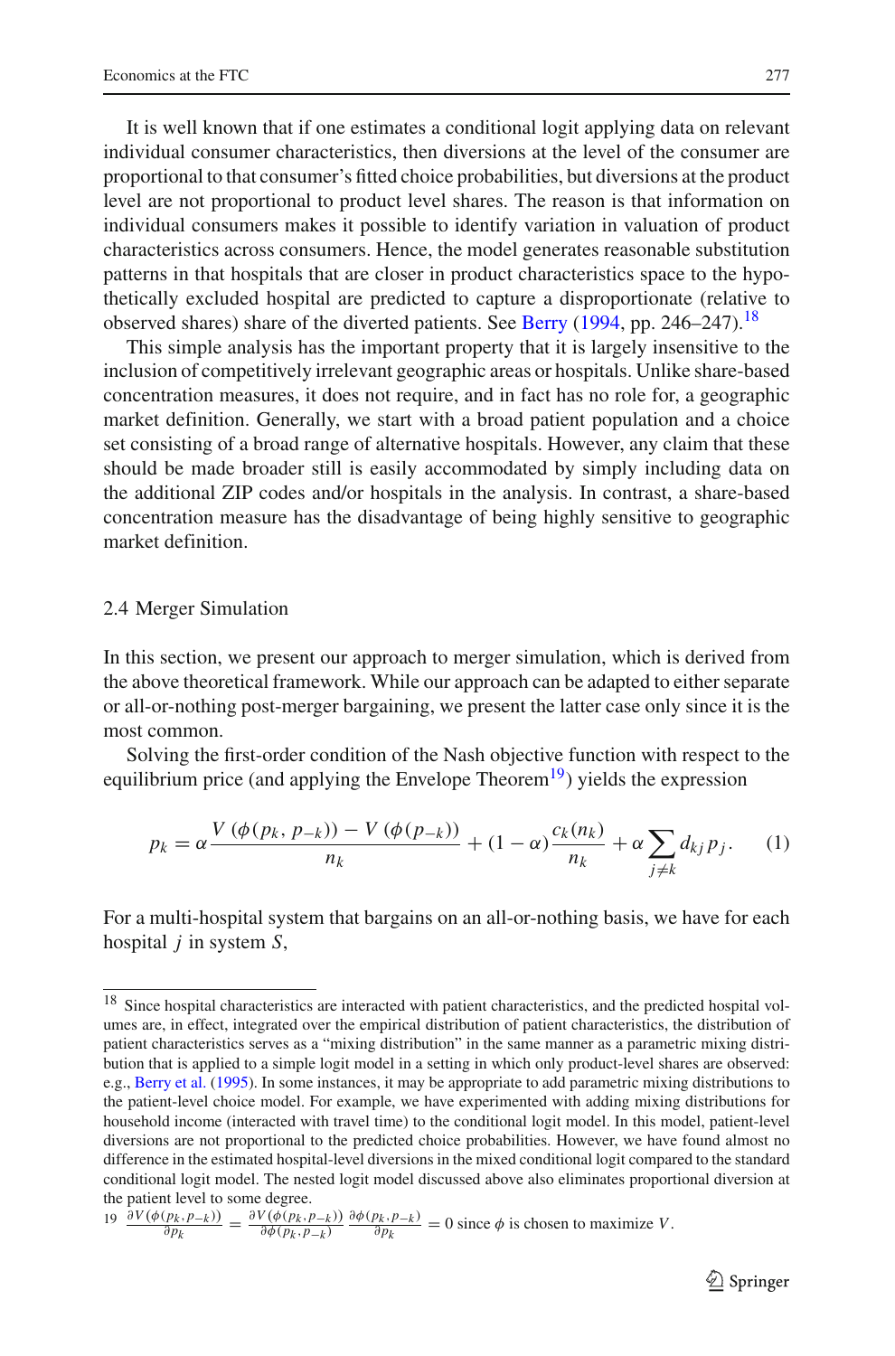It is well known that if one estimates a conditional logit applying data on relevant individual consumer characteristics, then diversions at the level of the consumer are proportional to that consumer's fitted choice probabilities, but diversions at the product level are not proportional to product level shares. The reason is that information on individual consumers makes it possible to identify variation in valuation of product characteristics across consumers. Hence, the model generates reasonable substitution patterns in that hospitals that are closer in product characteristics space to the hypothetically excluded hospital are predicted to capture a disproportionate (relative to observed shares) share of the diverted patients. See Berry (1994, pp. 246–247).[18]

This simple analysis has the important property that it is largely insensitive to the inclusion of competitively irrelevant geographic areas or hospitals. Unlike share-based concentration measures, it does not require, and in fact has no role for, a geographic market definition. Generally, we start with a broad patient population and a choice set consisting of a broad range of alternative hospitals. However, any claim that these should be made broader still is easily accommodated by simply including data on the additional ZIP codes and/or hospitals in the analysis. In contrast, a share-based concentration measure has the disadvantage of being highly sensitive to geographic market definition.

## 2.4 Merger Simulation

In this section, we present our approach to merger simulation, which is derived from the above theoretical framework. While our approach can be adapted to either separate or all-or-nothing post-merger bargaining, we present the latter case only since it is the most common.

Solving the first-order condition of the Nash objective function with respect to the equilibrium price (and applying the Envelope Theorem[19]) yields the expression

$$p_k = \alpha \frac{V\left(\phi(p_k, p_{-k})\right) - V\left(\phi(p_{-k})\right)}{n_k} + (1-\alpha)\frac{c_k(n_k)}{n_k} + \alpha \sum_{j \neq k} d_{kj} p_j. \qquad (1)$$

For a multi-hospital system that bargains on an all-or-nothing basis, we have for each hospital $j$ in system $S$,

---

[18] Since hospital characteristics are interacted with patient characteristics, and the predicted hospital volumes are, in effect, integrated over the empirical distribution of patient characteristics, the distribution of patient characteristics serves as a "mixing distribution" in the same manner as a parametric mixing distribution that is applied to a simple logit model in a setting in which only product-level shares are observed: e.g., Berry et al. (1995). In some instances, it may be appropriate to add parametric mixing distributions to the patient-level choice model. For example, we have experimented with adding mixing distributions for household income (interacted with travel time) to the conditional logit model. In this model, patient-level diversions are not proportional to the predicted choice probabilities. However, we have found almost no difference in the estimated hospital-level diversions in the mixed conditional logit compared to the standard conditional logit model. The nested logit model discussed above also eliminates proportional diversion at the patient level to some degree.

[19] $\frac{\partial V(\phi(p_k, p_{-k}))}{\partial p_k} = \frac{\partial V(\phi(p_k, p_{-k}))}{\partial \phi(p_k, p_{-k})} \frac{\partial \phi(p_k, p_{-k})}{\partial p_k} = 0$ since $\phi$ is chosen to maximize $V$.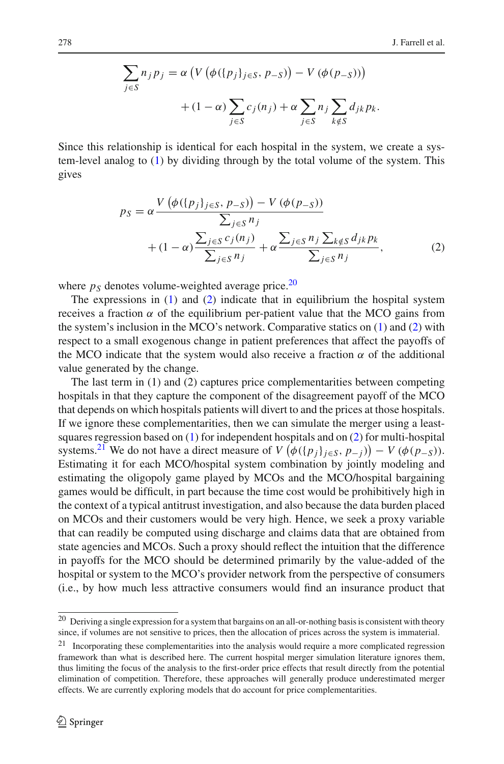$$\sum_{j \in S} n_j p_j = \alpha \left( V\left(\phi(\{p_j\}_{j \in S}, p_{-S})\right) - V\left(\phi(p_{-S})\right)\right) + (1-\alpha) \sum_{j \in S} c_j(n_j) + \alpha \sum_{j \in S} n_j \sum_{k \notin S} d_{jk} p_k.$$

Since this relationship is identical for each hospital in the system, we create a system-level analog to (1) by dividing through by the total volume of the system. This gives

$$p_S = \alpha \frac{V\left(\phi(\{p_j\}_{j \in S}, p_{-S})\right) - V\left(\phi(p_{-S})\right)}{\sum_{j \in S} n_j} + (1-\alpha) \frac{\sum_{j \in S} c_j(n_j)}{\sum_{j \in S} n_j} + \alpha \frac{\sum_{j \in S} n_j \sum_{k \notin S} d_{jk} p_k}{\sum_{j \in S} n_j}, \quad (2)$$

where $p_S$ denotes volume-weighted average price.[20]

The expressions in (1) and (2) indicate that in equilibrium the hospital system receives a fraction $\alpha$ of the equilibrium per-patient value that the MCO gains from the system's inclusion in the MCO's network. Comparative statics on (1) and (2) with respect to a small exogenous change in patient preferences that affect the payoffs of the MCO indicate that the system would also receive a fraction $\alpha$ of the additional value generated by the change.

The last term in (1) and (2) captures price complementarities between competing hospitals in that they capture the component of the disagreement payoff of the MCO that depends on which hospitals patients will divert to and the prices at those hospitals. If we ignore these complementarities, then we can simulate the merger using a least-squares regression based on (1) for independent hospitals and on (2) for multi-hospital systems.[21] We do not have a direct measure of $V\left(\phi(\{p_j\}_{j \in S}, p_{-j})\right) - V\left(\phi(p_{-S})\right)$. Estimating it for each MCO/hospital system combination by jointly modeling and estimating the oligopoly game played by MCOs and the MCO/hospital bargaining games would be difficult, in part because the time cost would be prohibitively high in the context of a typical antitrust investigation, and also because the data burden placed on MCOs and their customers would be very high. Hence, we seek a proxy variable that can readily be computed using discharge and claims data that are obtained from state agencies and MCOs. Such a proxy should reflect the intuition that the difference in payoffs for the MCO should be determined primarily by the value-added of the hospital or system to the MCO's provider network from the perspective of consumers (i.e., by how much less attractive consumers would find an insurance product that

---

[20] Deriving a single expression for a system that bargains on an all-or-nothing basis is consistent with theory since, if volumes are not sensitive to prices, then the allocation of prices across the system is immaterial.

[21] Incorporating these complementarities into the analysis would require a more complicated regression framework than what is described here. The current hospital merger simulation literature ignores them, thus limiting the focus of the analysis to the first-order price effects that result directly from the potential elimination of competition. Therefore, these approaches will generally produce underestimated merger effects. We are currently exploring models that do account for price complementarities.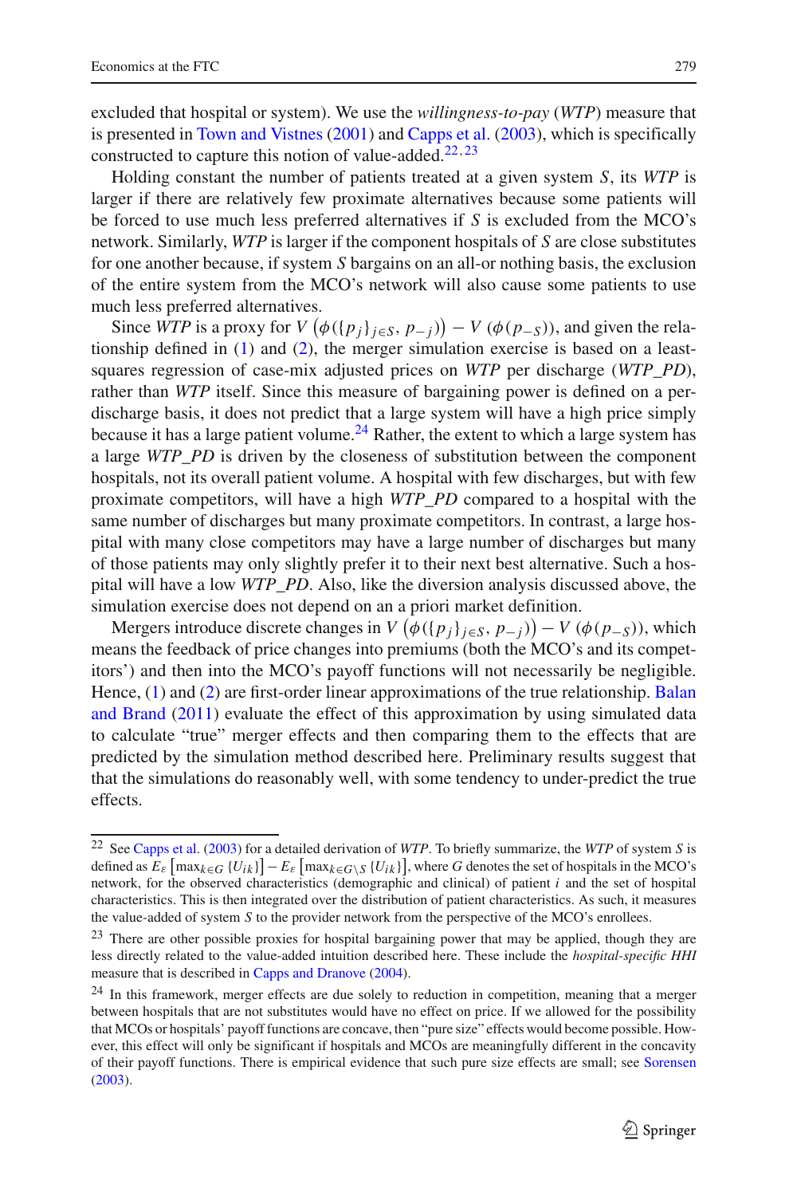excluded that hospital or system). We use the *willingness-to-pay* (*WTP*) measure that is presented in Town and Vistnes (2001) and Capps et al. (2003), which is specifically constructed to capture this notion of value-added.[22,23]

Holding constant the number of patients treated at a given system $S$, its *WTP* is larger if there are relatively few proximate alternatives because some patients will be forced to use much less preferred alternatives if $S$ is excluded from the MCO's network. Similarly, *WTP* is larger if the component hospitals of $S$ are close substitutes for one another because, if system $S$ bargains on an all-or nothing basis, the exclusion of the entire system from the MCO's network will also cause some patients to use much less preferred alternatives.

Since *WTP* is a proxy for $V\left(\phi(\{p_j\}_{j\in S}, p_{-j})\right) - V\left(\phi(p_{-S})\right)$, and given the relationship defined in (1) and (2), the merger simulation exercise is based on a least-squares regression of case-mix adjusted prices on *WTP* per discharge (*WTP_PD*), rather than *WTP* itself. Since this measure of bargaining power is defined on a per-discharge basis, it does not predict that a large system will have a high price simply because it has a large patient volume.[24] Rather, the extent to which a large system has a large *WTP_PD* is driven by the closeness of substitution between the component hospitals, not its overall patient volume. A hospital with few discharges, but with few proximate competitors, will have a high *WTP_PD* compared to a hospital with the same number of discharges but many proximate competitors. In contrast, a large hospital with many close competitors may have a large number of discharges but many of those patients may only slightly prefer it to their next best alternative. Such a hospital will have a low *WTP_PD*. Also, like the diversion analysis discussed above, the simulation exercise does not depend on an a priori market definition.

Mergers introduce discrete changes in $V\left(\phi(\{p_j\}_{j\in S}, p_{-j})\right) - V\left(\phi(p_{-S})\right)$, which means the feedback of price changes into premiums (both the MCO's and its competitors') and then into the MCO's payoff functions will not necessarily be negligible. Hence, (1) and (2) are first-order linear approximations of the true relationship. Balan and Brand (2011) evaluate the effect of this approximation by using simulated data to calculate "true" merger effects and then comparing them to the effects that are predicted by the simulation method described here. Preliminary results suggest that that the simulations do reasonably well, with some tendency to under-predict the true effects.

---

[22] See Capps et al. (2003) for a detailed derivation of *WTP*. To briefly summarize, the *WTP* of system $S$ is defined as $E_\varepsilon\left[\max_{k\in G}\{U_{ik}\}\right] - E_\varepsilon\left[\max_{k\in G\setminus S}\{U_{ik}\}\right]$, where $G$ denotes the set of hospitals in the MCO's network, for the observed characteristics (demographic and clinical) of patient $i$ and the set of hospital characteristics. This is then integrated over the distribution of patient characteristics. As such, it measures the value-added of system $S$ to the provider network from the perspective of the MCO's enrollees.

[23] There are other possible proxies for hospital bargaining power that may be applied, though they are less directly related to the value-added intuition described here. These include the *hospital-specific HHI* measure that is described in Capps and Dranove (2004).

[24] In this framework, merger effects are due solely to reduction in competition, meaning that a merger between hospitals that are not substitutes would have no effect on price. If we allowed for the possibility that MCOs or hospitals' payoff functions are concave, then "pure size" effects would become possible. However, this effect will only be significant if hospitals and MCOs are meaningfully different in the concavity of their payoff functions. There is empirical evidence that such pure size effects are small; see Sorensen (2003).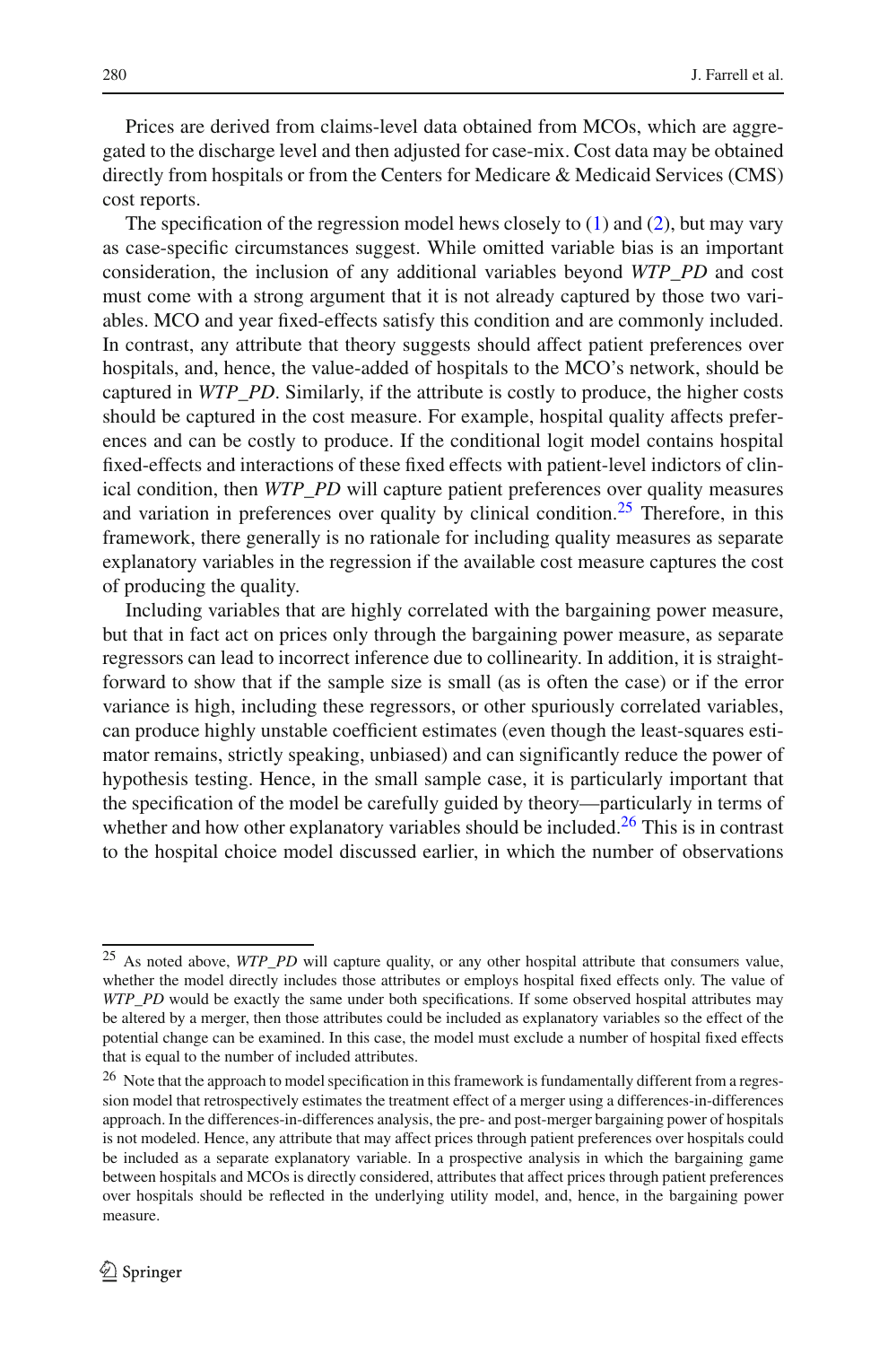Prices are derived from claims-level data obtained from MCOs, which are aggregated to the discharge level and then adjusted for case-mix. Cost data may be obtained directly from hospitals or from the Centers for Medicare & Medicaid Services (CMS) cost reports.

The specification of the regression model hews closely to (1) and (2), but may vary as case-specific circumstances suggest. While omitted variable bias is an important consideration, the inclusion of any additional variables beyond *WTP_PD* and cost must come with a strong argument that it is not already captured by those two variables. MCO and year fixed-effects satisfy this condition and are commonly included. In contrast, any attribute that theory suggests should affect patient preferences over hospitals, and, hence, the value-added of hospitals to the MCO's network, should be captured in *WTP_PD*. Similarly, if the attribute is costly to produce, the higher costs should be captured in the cost measure. For example, hospital quality affects preferences and can be costly to produce. If the conditional logit model contains hospital fixed-effects and interactions of these fixed effects with patient-level indictors of clinical condition, then *WTP_PD* will capture patient preferences over quality measures and variation in preferences over quality by clinical condition.[25] Therefore, in this framework, there generally is no rationale for including quality measures as separate explanatory variables in the regression if the available cost measure captures the cost of producing the quality.

Including variables that are highly correlated with the bargaining power measure, but that in fact act on prices only through the bargaining power measure, as separate regressors can lead to incorrect inference due to collinearity. In addition, it is straightforward to show that if the sample size is small (as is often the case) or if the error variance is high, including these regressors, or other spuriously correlated variables, can produce highly unstable coefficient estimates (even though the least-squares estimator remains, strictly speaking, unbiased) and can significantly reduce the power of hypothesis testing. Hence, in the small sample case, it is particularly important that the specification of the model be carefully guided by theory—particularly in terms of whether and how other explanatory variables should be included.[26] This is in contrast to the hospital choice model discussed earlier, in which the number of observations

---

[25] As noted above, *WTP_PD* will capture quality, or any other hospital attribute that consumers value, whether the model directly includes those attributes or employs hospital fixed effects only. The value of *WTP_PD* would be exactly the same under both specifications. If some observed hospital attributes may be altered by a merger, then those attributes could be included as explanatory variables so the effect of the potential change can be examined. In this case, the model must exclude a number of hospital fixed effects that is equal to the number of included attributes.

[26] Note that the approach to model specification in this framework is fundamentally different from a regression model that retrospectively estimates the treatment effect of a merger using a differences-in-differences approach. In the differences-in-differences analysis, the pre- and post-merger bargaining power of hospitals is not modeled. Hence, any attribute that may affect prices through patient preferences over hospitals could be included as a separate explanatory variable. In a prospective analysis in which the bargaining game between hospitals and MCOs is directly considered, attributes that affect prices through patient preferences over hospitals should be reflected in the underlying utility model, and, hence, in the bargaining power measure.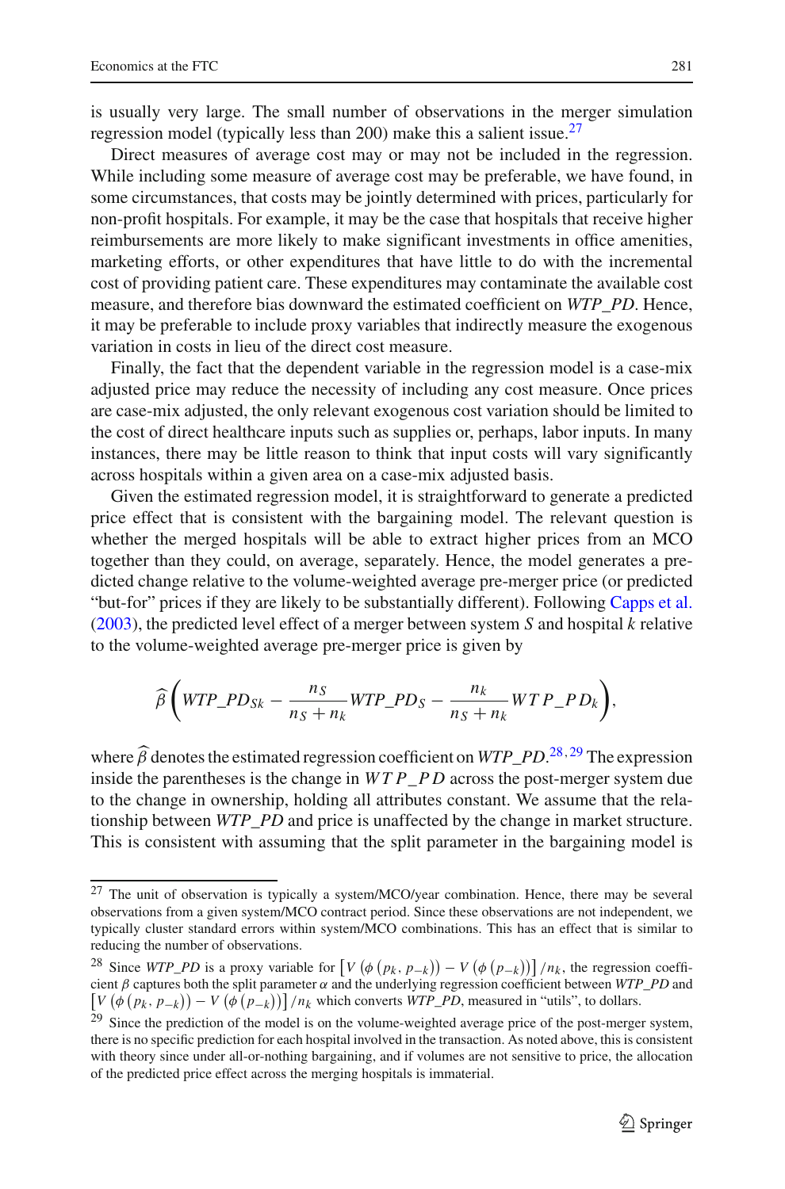is usually very large. The small number of observations in the merger simulation regression model (typically less than 200) make this a salient issue.[27]

Direct measures of average cost may or may not be included in the regression. While including some measure of average cost may be preferable, we have found, in some circumstances, that costs may be jointly determined with prices, particularly for non-profit hospitals. For example, it may be the case that hospitals that receive higher reimbursements are more likely to make significant investments in office amenities, marketing efforts, or other expenditures that have little to do with the incremental cost of providing patient care. These expenditures may contaminate the available cost measure, and therefore bias downward the estimated coefficient on *WTP_PD*. Hence, it may be preferable to include proxy variables that indirectly measure the exogenous variation in costs in lieu of the direct cost measure.

Finally, the fact that the dependent variable in the regression model is a case-mix adjusted price may reduce the necessity of including any cost measure. Once prices are case-mix adjusted, the only relevant exogenous cost variation should be limited to the cost of direct healthcare inputs such as supplies or, perhaps, labor inputs. In many instances, there may be little reason to think that input costs will vary significantly across hospitals within a given area on a case-mix adjusted basis.

Given the estimated regression model, it is straightforward to generate a predicted price effect that is consistent with the bargaining model. The relevant question is whether the merged hospitals will be able to extract higher prices from an MCO together than they could, on average, separately. Hence, the model generates a predicted change relative to the volume-weighted average pre-merger price (or predicted "but-for" prices if they are likely to be substantially different). Following Capps et al. (2003), the predicted level effect of a merger between system $S$ and hospital $k$ relative to the volume-weighted average pre-merger price is given by

$$\widehat{\beta}\left(WTP\_PD_{Sk} - \frac{n_S}{n_S + n_k} WTP\_PD_S - \frac{n_k}{n_S + n_k} WTP\_PD_k\right),$$

where $\widehat{\beta}$ denotes the estimated regression coefficient on *WTP_PD*.[28,29] The expression inside the parentheses is the change in *WTP_PD* across the post-merger system due to the change in ownership, holding all attributes constant. We assume that the relationship between *WTP_PD* and price is unaffected by the change in market structure. This is consistent with assuming that the split parameter in the bargaining model is

---

[27] The unit of observation is typically a system/MCO/year combination. Hence, there may be several observations from a given system/MCO contract period. Since these observations are not independent, we typically cluster standard errors within system/MCO combinations. This has an effect that is similar to reducing the number of observations.

[28] Since *WTP_PD* is a proxy variable for $\left[V\left(\phi\left(p_k, p_{-k}\right)\right) - V\left(\phi\left(p_{-k}\right)\right)\right]/n_k$, the regression coefficient $\beta$ captures both the split parameter $\alpha$ and the underlying regression coefficient between *WTP_PD* and $\left[V\left(\phi\left(p_k, p_{-k}\right)\right) - V\left(\phi\left(p_{-k}\right)\right)\right]/n_k$ which converts *WTP_PD*, measured in "utils", to dollars.

[29] Since the prediction of the model is on the volume-weighted average price of the post-merger system, there is no specific prediction for each hospital involved in the transaction. As noted above, this is consistent with theory since under all-or-nothing bargaining, and if volumes are not sensitive to price, the allocation of the predicted price effect across the merging hospitals is immaterial.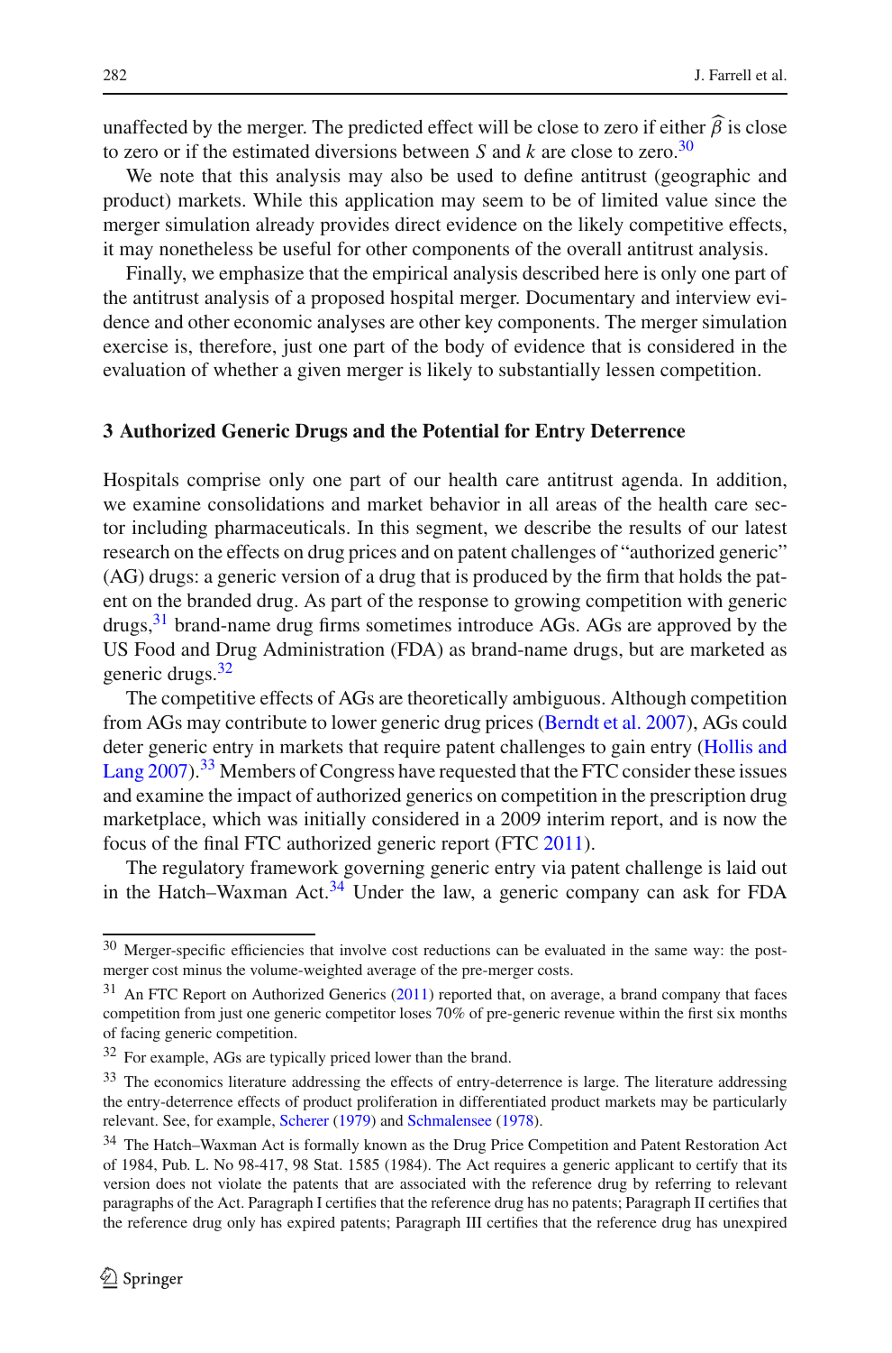unaffected by the merger. The predicted effect will be close to zero if either $\widehat{\beta}$ is close to zero or if the estimated diversions between $S$ and $k$ are close to zero.[30]

We note that this analysis may also be used to define antitrust (geographic and product) markets. While this application may seem to be of limited value since the merger simulation already provides direct evidence on the likely competitive effects, it may nonetheless be useful for other components of the overall antitrust analysis.

Finally, we emphasize that the empirical analysis described here is only one part of the antitrust analysis of a proposed hospital merger. Documentary and interview evidence and other economic analyses are other key components. The merger simulation exercise is, therefore, just one part of the body of evidence that is considered in the evaluation of whether a given merger is likely to substantially lessen competition.

## 3 Authorized Generic Drugs and the Potential for Entry Deterrence

Hospitals comprise only one part of our health care antitrust agenda. In addition, we examine consolidations and market behavior in all areas of the health care sector including pharmaceuticals. In this segment, we describe the results of our latest research on the effects on drug prices and on patent challenges of "authorized generic" (AG) drugs: a generic version of a drug that is produced by the firm that holds the patent on the branded drug. As part of the response to growing competition with generic drugs,[31] brand-name drug firms sometimes introduce AGs. AGs are approved by the US Food and Drug Administration (FDA) as brand-name drugs, but are marketed as generic drugs.[32]

The competitive effects of AGs are theoretically ambiguous. Although competition from AGs may contribute to lower generic drug prices (Berndt et al. 2007), AGs could deter generic entry in markets that require patent challenges to gain entry (Hollis and Lang 2007).[33] Members of Congress have requested that the FTC consider these issues and examine the impact of authorized generics on competition in the prescription drug marketplace, which was initially considered in a 2009 interim report, and is now the focus of the final FTC authorized generic report (FTC 2011).

The regulatory framework governing generic entry via patent challenge is laid out in the Hatch–Waxman Act.[34] Under the law, a generic company can ask for FDA

---

[30] Merger-specific efficiencies that involve cost reductions can be evaluated in the same way: the post-merger cost minus the volume-weighted average of the pre-merger costs.

[31] An FTC Report on Authorized Generics (2011) reported that, on average, a brand company that faces competition from just one generic competitor loses 70% of pre-generic revenue within the first six months of facing generic competition.

[32] For example, AGs are typically priced lower than the brand.

[33] The economics literature addressing the effects of entry-deterrence is large. The literature addressing the entry-deterrence effects of product proliferation in differentiated product markets may be particularly relevant. See, for example, Scherer (1979) and Schmalensee (1978).

[34] The Hatch–Waxman Act is formally known as the Drug Price Competition and Patent Restoration Act of 1984, Pub. L. No 98-417, 98 Stat. 1585 (1984). The Act requires a generic applicant to certify that its version does not violate the patents that are associated with the reference drug by referring to relevant paragraphs of the Act. Paragraph I certifies that the reference drug has no patents; Paragraph II certifies that the reference drug only has expired patents; Paragraph III certifies that the reference drug has unexpired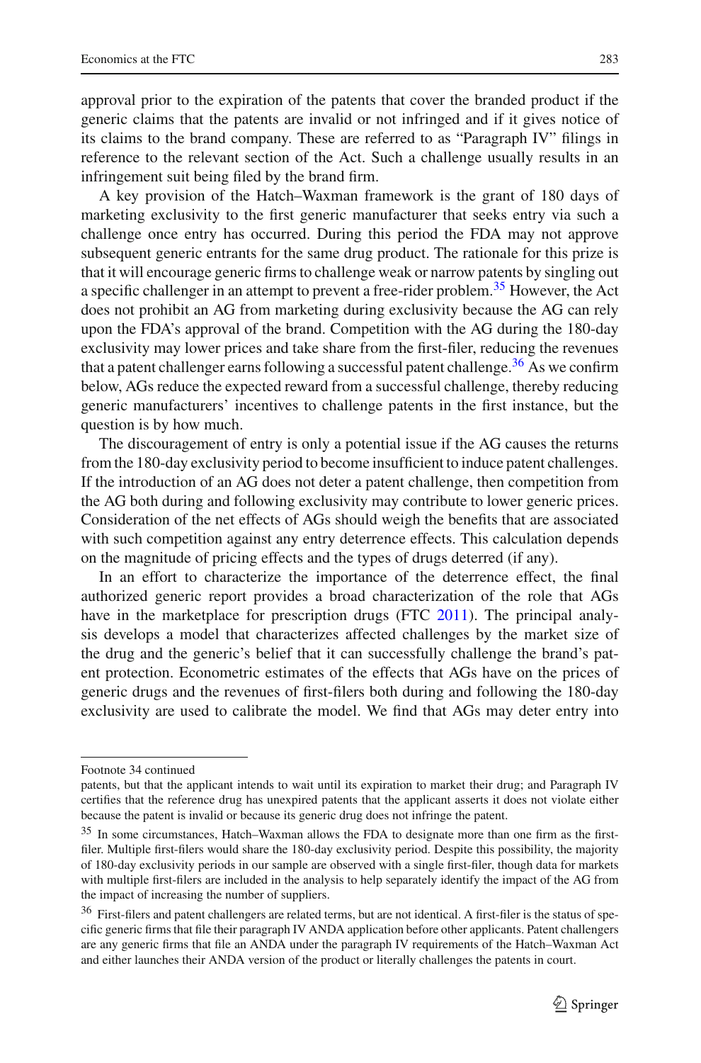approval prior to the expiration of the patents that cover the branded product if the generic claims that the patents are invalid or not infringed and if it gives notice of its claims to the brand company. These are referred to as "Paragraph IV" filings in reference to the relevant section of the Act. Such a challenge usually results in an infringement suit being filed by the brand firm.

A key provision of the Hatch–Waxman framework is the grant of 180 days of marketing exclusivity to the first generic manufacturer that seeks entry via such a challenge once entry has occurred. During this period the FDA may not approve subsequent generic entrants for the same drug product. The rationale for this prize is that it will encourage generic firms to challenge weak or narrow patents by singling out a specific challenger in an attempt to prevent a free-rider problem.[35] However, the Act does not prohibit an AG from marketing during exclusivity because the AG can rely upon the FDA's approval of the brand. Competition with the AG during the 180-day exclusivity may lower prices and take share from the first-filer, reducing the revenues that a patent challenger earns following a successful patent challenge.[36] As we confirm below, AGs reduce the expected reward from a successful challenge, thereby reducing generic manufacturers' incentives to challenge patents in the first instance, but the question is by how much.

The discouragement of entry is only a potential issue if the AG causes the returns from the 180-day exclusivity period to become insufficient to induce patent challenges. If the introduction of an AG does not deter a patent challenge, then competition from the AG both during and following exclusivity may contribute to lower generic prices. Consideration of the net effects of AGs should weigh the benefits that are associated with such competition against any entry deterrence effects. This calculation depends on the magnitude of pricing effects and the types of drugs deterred (if any).

In an effort to characterize the importance of the deterrence effect, the final authorized generic report provides a broad characterization of the role that AGs have in the marketplace for prescription drugs (FTC 2011). The principal analysis develops a model that characterizes affected challenges by the market size of the drug and the generic's belief that it can successfully challenge the brand's patent protection. Econometric estimates of the effects that AGs have on the prices of generic drugs and the revenues of first-filers both during and following the 180-day exclusivity are used to calibrate the model. We find that AGs may deter entry into

---

Footnote 34 continued

patents, but that the applicant intends to wait until its expiration to market their drug; and Paragraph IV certifies that the reference drug has unexpired patents that the applicant asserts it does not violate either because the patent is invalid or because its generic drug does not infringe the patent.

[35] In some circumstances, Hatch–Waxman allows the FDA to designate more than one firm as the first-filer. Multiple first-filers would share the 180-day exclusivity period. Despite this possibility, the majority of 180-day exclusivity periods in our sample are observed with a single first-filer, though data for markets with multiple first-filers are included in the analysis to help separately identify the impact of the AG from the impact of increasing the number of suppliers.

[36] First-filers and patent challengers are related terms, but are not identical. A first-filer is the status of specific generic firms that file their paragraph IV ANDA application before other applicants. Patent challengers are any generic firms that file an ANDA under the paragraph IV requirements of the Hatch–Waxman Act and either launches their ANDA version of the product or literally challenges the patents in court.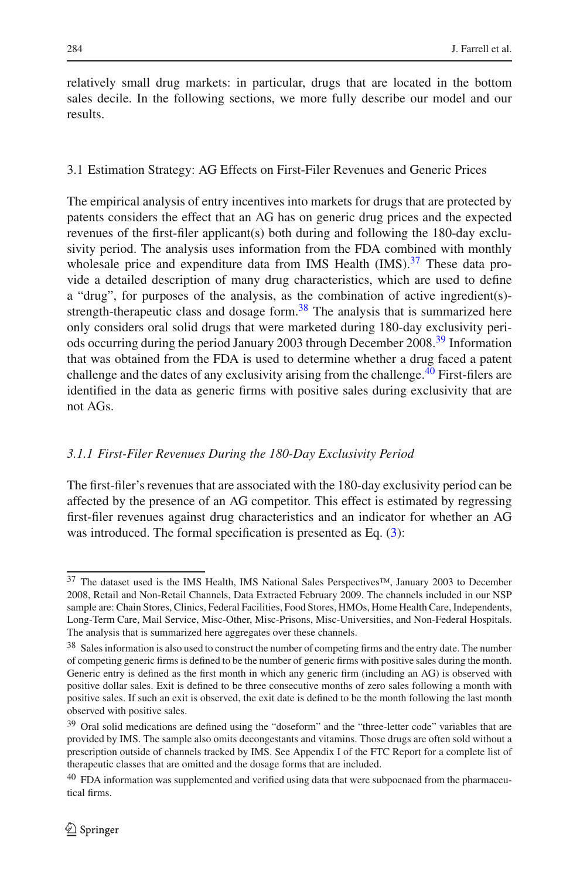relatively small drug markets: in particular, drugs that are located in the bottom sales decile. In the following sections, we more fully describe our model and our results.

### 3.1 Estimation Strategy: AG Effects on First-Filer Revenues and Generic Prices

The empirical analysis of entry incentives into markets for drugs that are protected by patents considers the effect that an AG has on generic drug prices and the expected revenues of the first-filer applicant(s) both during and following the 180-day exclusivity period. The analysis uses information from the FDA combined with monthly wholesale price and expenditure data from IMS Health (IMS).[37] These data provide a detailed description of many drug characteristics, which are used to define a "drug", for purposes of the analysis, as the combination of active ingredient(s)-strength-therapeutic class and dosage form.[38] The analysis that is summarized here only considers oral solid drugs that were marketed during 180-day exclusivity periods occurring during the period January 2003 through December 2008.[39] Information that was obtained from the FDA is used to determine whether a drug faced a patent challenge and the dates of any exclusivity arising from the challenge.[40] First-filers are identified in the data as generic firms with positive sales during exclusivity that are not AGs.

#### *3.1.1 First-Filer Revenues During the 180-Day Exclusivity Period*

The first-filer's revenues that are associated with the 180-day exclusivity period can be affected by the presence of an AG competitor. This effect is estimated by regressing first-filer revenues against drug characteristics and an indicator for whether an AG was introduced. The formal specification is presented as Eq. (3):

---

[37] The dataset used is the IMS Health, IMS National Sales Perspectives™, January 2003 to December 2008, Retail and Non-Retail Channels, Data Extracted February 2009. The channels included in our NSP sample are: Chain Stores, Clinics, Federal Facilities, Food Stores, HMOs, Home Health Care, Independents, Long-Term Care, Mail Service, Misc-Other, Misc-Prisons, Misc-Universities, and Non-Federal Hospitals. The analysis that is summarized here aggregates over these channels.

[38] Sales information is also used to construct the number of competing firms and the entry date. The number of competing generic firms is defined to be the number of generic firms with positive sales during the month. Generic entry is defined as the first month in which any generic firm (including an AG) is observed with positive dollar sales. Exit is defined to be three consecutive months of zero sales following a month with positive sales. If such an exit is observed, the exit date is defined to be the month following the last month observed with positive sales.

[39] Oral solid medications are defined using the "doseform" and the "three-letter code" variables that are provided by IMS. The sample also omits decongestants and vitamins. Those drugs are often sold without a prescription outside of channels tracked by IMS. See Appendix I of the FTC Report for a complete list of therapeutic classes that are omitted and the dosage forms that are included.

[40] FDA information was supplemented and verified using data that were subpoenaed from the pharmaceutical firms.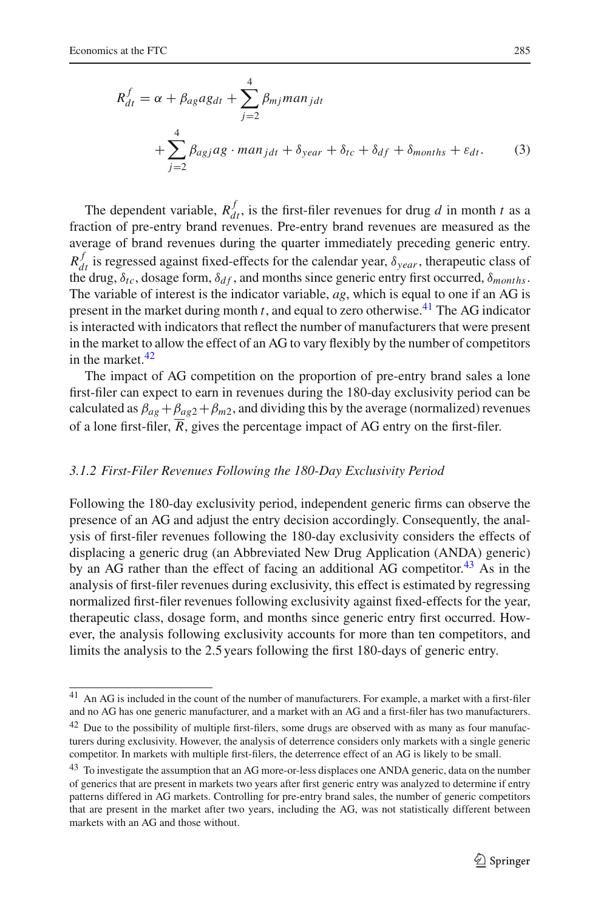$$R_{dt}^{f} = \alpha + \beta_{ag} ag_{dt} + \sum_{j=2}^{4} \beta_{mj} man_{jdt} + \sum_{j=2}^{4} \beta_{agj} ag \cdot man_{jdt} + \delta_{year} + \delta_{tc} + \delta_{df} + \delta_{months} + \varepsilon_{dt}. \qquad (3)$$

The dependent variable, $R_{dt}^{f}$, is the first-filer revenues for drug $d$ in month $t$ as a fraction of pre-entry brand revenues. Pre-entry brand revenues are measured as the average of brand revenues during the quarter immediately preceding generic entry. $R_{dt}^{f}$ is regressed against fixed-effects for the calendar year, $\delta_{year}$, therapeutic class of the drug, $\delta_{tc}$, dosage form, $\delta_{df}$, and months since generic entry first occurred, $\delta_{months}$. The variable of interest is the indicator variable, $ag$, which is equal to one if an AG is present in the market during month $t$, and equal to zero otherwise.[41] The AG indicator is interacted with indicators that reflect the number of manufacturers that were present in the market to allow the effect of an AG to vary flexibly by the number of competitors in the market.[42]

The impact of AG competition on the proportion of pre-entry brand sales a lone first-filer can expect to earn in revenues during the 180-day exclusivity period can be calculated as $\beta_{ag} + \beta_{ag2} + \beta_{m2}$, and dividing this by the average (normalized) revenues of a lone first-filer, $\overline{R}$, gives the percentage impact of AG entry on the first-filer.

### *3.1.2 First-Filer Revenues Following the 180-Day Exclusivity Period*

Following the 180-day exclusivity period, independent generic firms can observe the presence of an AG and adjust the entry decision accordingly. Consequently, the analysis of first-filer revenues following the 180-day exclusivity considers the effects of displacing a generic drug (an Abbreviated New Drug Application (ANDA) generic) by an AG rather than the effect of facing an additional AG competitor.[43] As in the analysis of first-filer revenues during exclusivity, this effect is estimated by regressing normalized first-filer revenues following exclusivity against fixed-effects for the year, therapeutic class, dosage form, and months since generic entry first occurred. However, the analysis following exclusivity accounts for more than ten competitors, and limits the analysis to the 2.5 years following the first 180-days of generic entry.

---

[41] An AG is included in the count of the number of manufacturers. For example, a market with a first-filer and no AG has one generic manufacturer, and a market with an AG and a first-filer has two manufacturers.

[42] Due to the possibility of multiple first-filers, some drugs are observed with as many as four manufacturers during exclusivity. However, the analysis of deterrence considers only markets with a single generic competitor. In markets with multiple first-filers, the deterrence effect of an AG is likely to be small.

[43] To investigate the assumption that an AG more-or-less displaces one ANDA generic, data on the number of generics that are present in markets two years after first generic entry was analyzed to determine if entry patterns differed in AG markets. Controlling for pre-entry brand sales, the number of generic competitors that are present in the market after two years, including the AG, was not statistically different between markets with an AG and those without.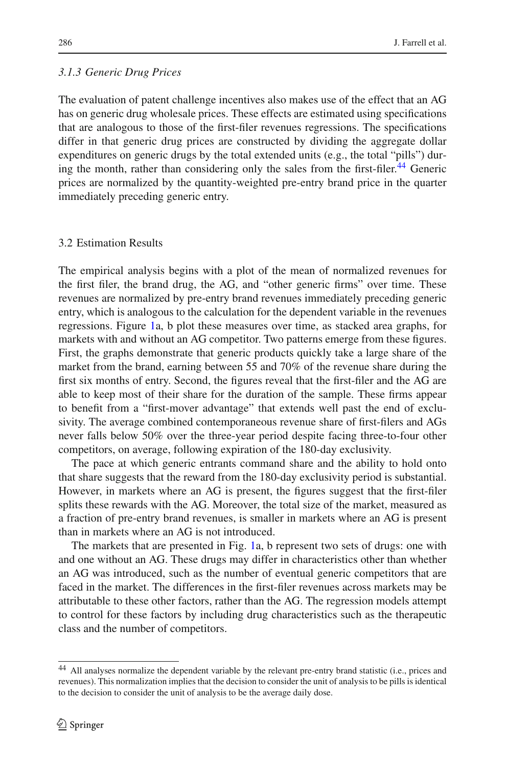### *3.1.3 Generic Drug Prices*

The evaluation of patent challenge incentives also makes use of the effect that an AG has on generic drug wholesale prices. These effects are estimated using specifications that are analogous to those of the first-filer revenues regressions. The specifications differ in that generic drug prices are constructed by dividing the aggregate dollar expenditures on generic drugs by the total extended units (e.g., the total "pills") during the month, rather than considering only the sales from the first-filer.[44] Generic prices are normalized by the quantity-weighted pre-entry brand price in the quarter immediately preceding generic entry.

## 3.2 Estimation Results

The empirical analysis begins with a plot of the mean of normalized revenues for the first filer, the brand drug, the AG, and "other generic firms" over time. These revenues are normalized by pre-entry brand revenues immediately preceding generic entry, which is analogous to the calculation for the dependent variable in the revenues regressions. Figure 1a, b plot these measures over time, as stacked area graphs, for markets with and without an AG competitor. Two patterns emerge from these figures. First, the graphs demonstrate that generic products quickly take a large share of the market from the brand, earning between 55 and 70% of the revenue share during the first six months of entry. Second, the figures reveal that the first-filer and the AG are able to keep most of their share for the duration of the sample. These firms appear to benefit from a "first-mover advantage" that extends well past the end of exclusivity. The average combined contemporaneous revenue share of first-filers and AGs never falls below 50% over the three-year period despite facing three-to-four other competitors, on average, following expiration of the 180-day exclusivity.

The pace at which generic entrants command share and the ability to hold onto that share suggests that the reward from the 180-day exclusivity period is substantial. However, in markets where an AG is present, the figures suggest that the first-filer splits these rewards with the AG. Moreover, the total size of the market, measured as a fraction of pre-entry brand revenues, is smaller in markets where an AG is present than in markets where an AG is not introduced.

The markets that are presented in Fig. 1a, b represent two sets of drugs: one with and one without an AG. These drugs may differ in characteristics other than whether an AG was introduced, such as the number of eventual generic competitors that are faced in the market. The differences in the first-filer revenues across markets may be attributable to these other factors, rather than the AG. The regression models attempt to control for these factors by including drug characteristics such as the therapeutic class and the number of competitors.

---

[44] All analyses normalize the dependent variable by the relevant pre-entry brand statistic (i.e., prices and revenues). This normalization implies that the decision to consider the unit of analysis to be pills is identical to the decision to consider the unit of analysis to be the average daily dose.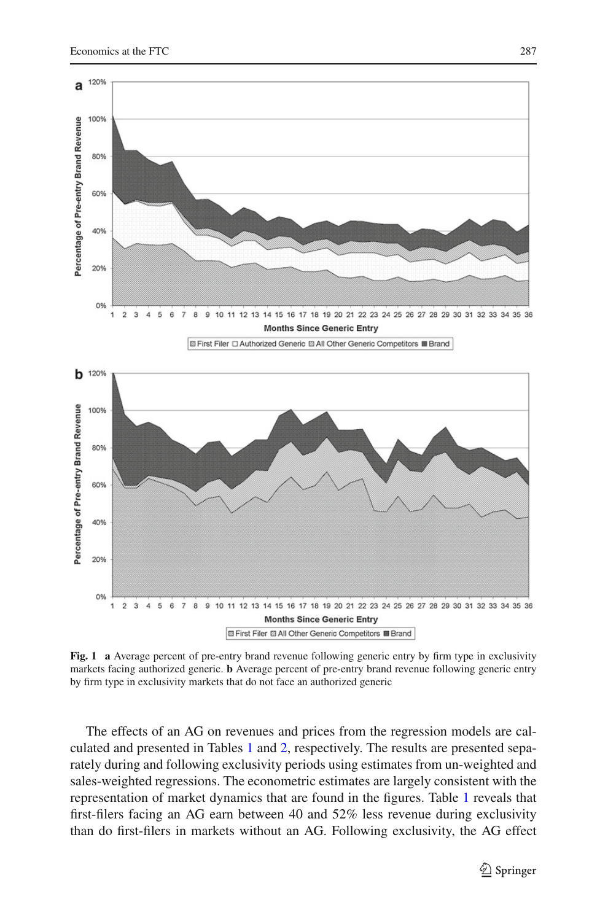**Fig. 1** **a** Average percent of pre-entry brand revenue following generic entry by firm type in exclusivity markets facing authorized generic. **b** Average percent of pre-entry brand revenue following generic entry by firm type in exclusivity markets that do not face an authorized generic

The effects of an AG on revenues and prices from the regression models are calculated and presented in Tables 1 and 2, respectively. The results are presented separately during and following exclusivity periods using estimates from un-weighted and sales-weighted regressions. The econometric estimates are largely consistent with the representation of market dynamics that are found in the figures. Table 1 reveals that first-filers facing an AG earn between 40 and 52% less revenue during exclusivity than do first-filers in markets without an AG. Following exclusivity, the AG effect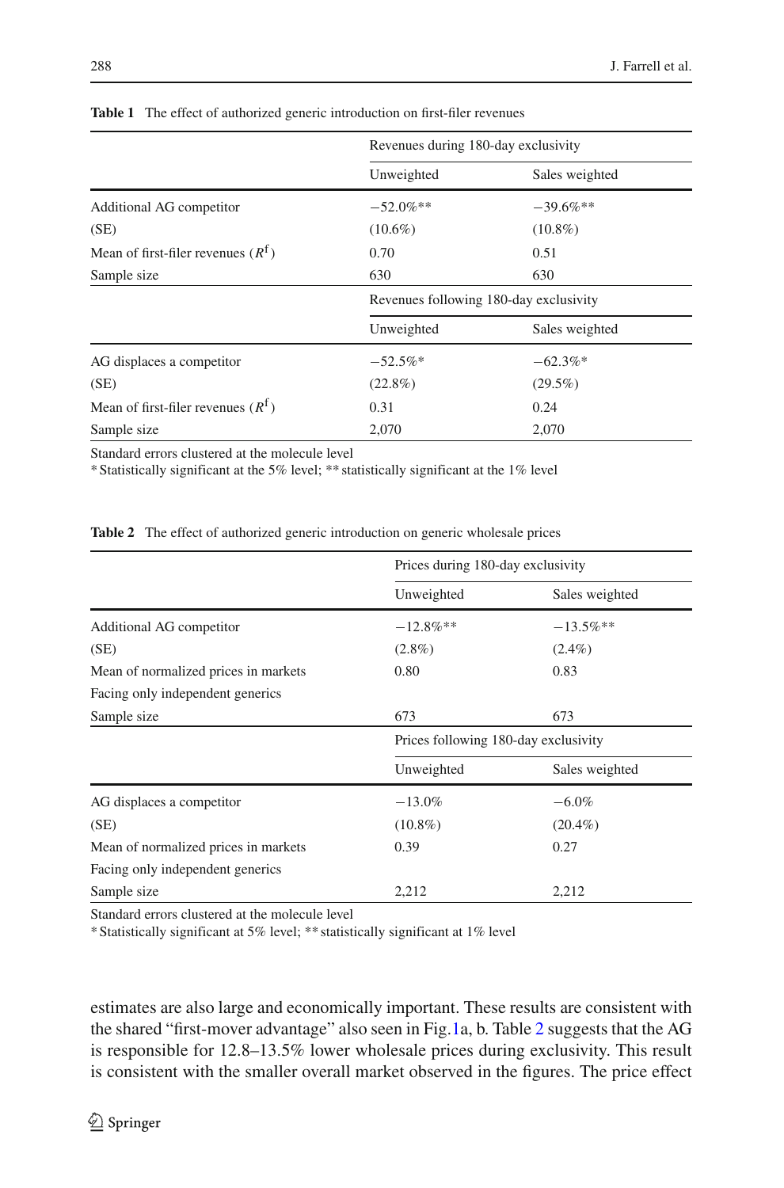**Table 1** The effect of authorized generic introduction on first-filer revenues

| | Revenues during 180-day exclusivity | |
|---|---|---|
| | Unweighted | Sales weighted |
| Additional AG competitor | −52.0%** | −39.6%** |
| (SE) | (10.6%) | (10.8%) |
| Mean of first-filer revenues ($R^{\mathrm{f}}$) | 0.70 | 0.51 |
| Sample size | 630 | 630 |
| | Revenues following 180-day exclusivity | |
| | Unweighted | Sales weighted |
| AG displaces a competitor | −52.5%* | −62.3%* |
| (SE) | (22.8%) | (29.5%) |
| Mean of first-filer revenues ($R^{\mathrm{f}}$) | 0.31 | 0.24 |
| Sample size | 2,070 | 2,070 |

Standard errors clustered at the molecule level
* Statistically significant at the 5% level; ** statistically significant at the 1% level

**Table 2** The effect of authorized generic introduction on generic wholesale prices

| | Prices during 180-day exclusivity | |
|---|---|---|
| | Unweighted | Sales weighted |
| Additional AG competitor | −12.8%** | −13.5%** |
| (SE) | (2.8%) | (2.4%) |
| Mean of normalized prices in markets Facing only independent generics | 0.80 | 0.83 |
| Sample size | 673 | 673 |
| | Prices following 180-day exclusivity | |
| | Unweighted | Sales weighted |
| AG displaces a competitor | −13.0% | −6.0% |
| (SE) | (10.8%) | (20.4%) |
| Mean of normalized prices in markets Facing only independent generics | 0.39 | 0.27 |
| Sample size | 2,212 | 2,212 |

Standard errors clustered at the molecule level
* Statistically significant at 5% level; ** statistically significant at 1% level

estimates are also large and economically important. These results are consistent with the shared "first-mover advantage" also seen in Fig. 1a, b. Table 2 suggests that the AG is responsible for 12.8–13.5% lower wholesale prices during exclusivity. This result is consistent with the smaller overall market observed in the figures. The price effect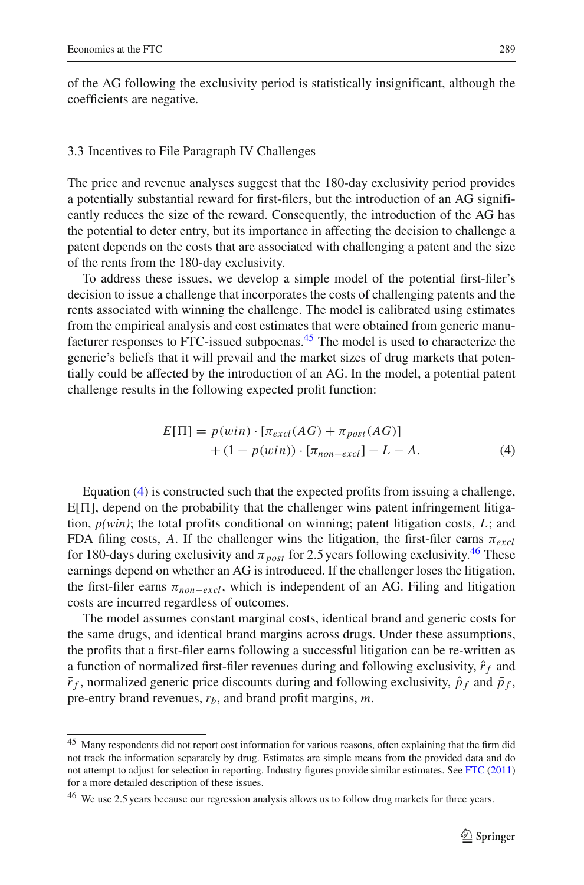of the AG following the exclusivity period is statistically insignificant, although the coefficients are negative.

### 3.3 Incentives to File Paragraph IV Challenges

The price and revenue analyses suggest that the 180-day exclusivity period provides a potentially substantial reward for first-filers, but the introduction of an AG significantly reduces the size of the reward. Consequently, the introduction of the AG has the potential to deter entry, but its importance in affecting the decision to challenge a patent depends on the costs that are associated with challenging a patent and the size of the rents from the 180-day exclusivity.

To address these issues, we develop a simple model of the potential first-filer's decision to issue a challenge that incorporates the costs of challenging patents and the rents associated with winning the challenge. The model is calibrated using estimates from the empirical analysis and cost estimates that were obtained from generic manufacturer responses to FTC-issued subpoenas.[45] The model is used to characterize the generic's beliefs that it will prevail and the market sizes of drug markets that potentially could be affected by the introduction of an AG. In the model, a potential patent challenge results in the following expected profit function:

$$E[\Pi] = p(win) \cdot [\pi_{excl}(AG) + \pi_{post}(AG)] + (1 - p(win)) \cdot [\pi_{non-excl}] - L - A. \tag{4}$$

Equation (4) is constructed such that the expected profits from issuing a challenge, E[Π], depend on the probability that the challenger wins patent infringement litigation, *p(win)*; the total profits conditional on winning; patent litigation costs, $L$; and FDA filing costs, $A$. If the challenger wins the litigation, the first-filer earns $\pi_{excl}$ for 180-days during exclusivity and $\pi_{post}$ for 2.5 years following exclusivity.[46] These earnings depend on whether an AG is introduced. If the challenger loses the litigation, the first-filer earns $\pi_{non-excl}$, which is independent of an AG. Filing and litigation costs are incurred regardless of outcomes.

The model assumes constant marginal costs, identical brand and generic costs for the same drugs, and identical brand margins across drugs. Under these assumptions, the profits that a first-filer earns following a successful litigation can be re-written as a function of normalized first-filer revenues during and following exclusivity, $\hat{r}_f$ and $\bar{r}_f$, normalized generic price discounts during and following exclusivity, $\hat{p}_f$ and $\bar{p}_f$, pre-entry brand revenues, $r_b$, and brand profit margins, $m$.

---

[45] Many respondents did not report cost information for various reasons, often explaining that the firm did not track the information separately by drug. Estimates are simple means from the provided data and do not attempt to adjust for selection in reporting. Industry figures provide similar estimates. See FTC (2011) for a more detailed description of these issues.

[46] We use 2.5 years because our regression analysis allows us to follow drug markets for three years.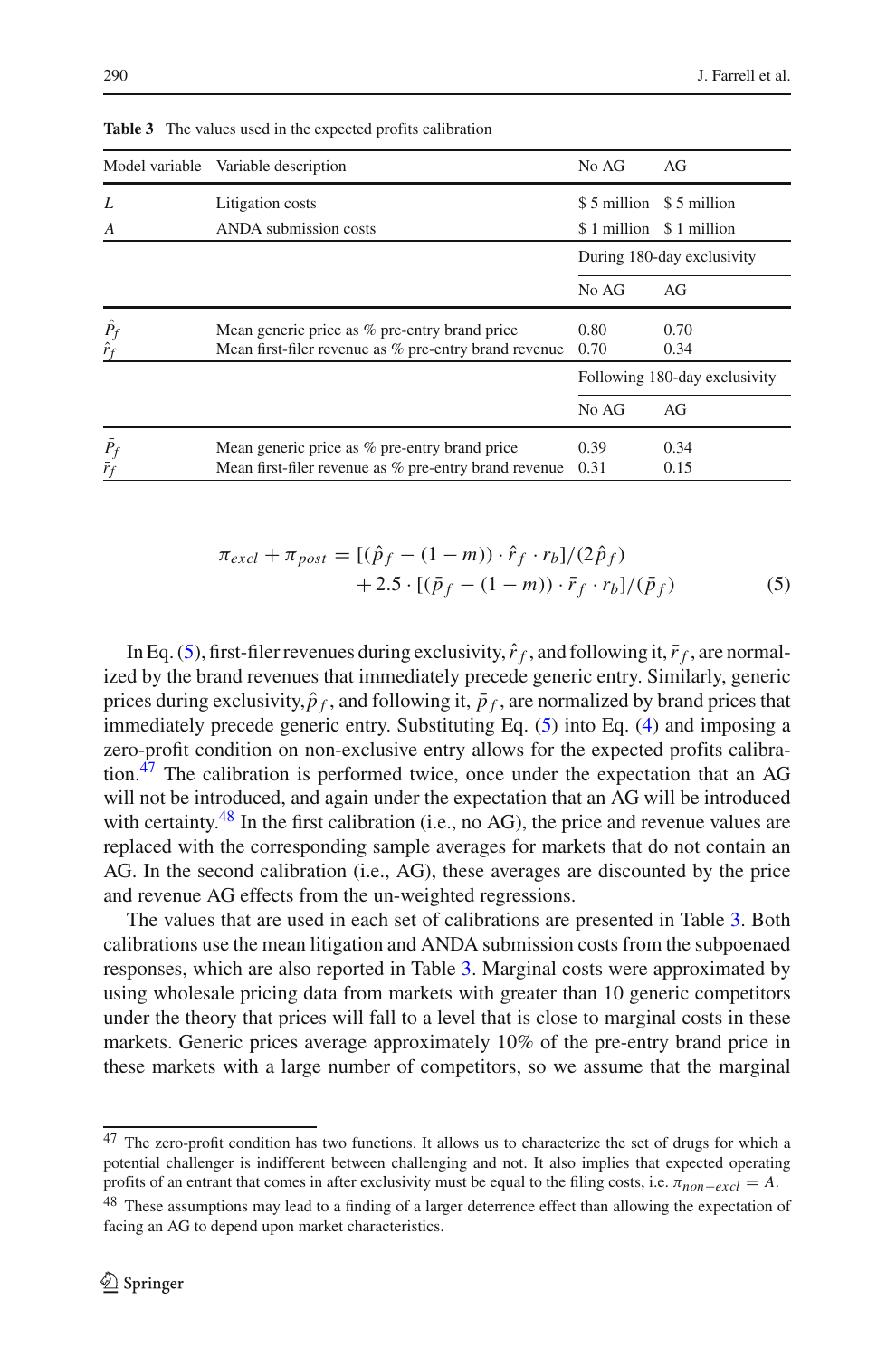**Table 3** The values used in the expected profits calibration

| Model variable | Variable description | No AG | AG |
|---|---|---|---|
| $L$ | Litigation costs | \$ 5 million | \$ 5 million |
| $A$ | ANDA submission costs | \$ 1 million | \$ 1 million |
| | | During 180-day exclusivity | |
| | | No AG | AG |
| $\hat{P}_f$ | Mean generic price as % pre-entry brand price | 0.80 | 0.70 |
| $\hat{r}_f$ | Mean first-filer revenue as % pre-entry brand revenue | 0.70 | 0.34 |
| | | Following 180-day exclusivity | |
| | | No AG | AG |
| $\bar{P}_f$ | Mean generic price as % pre-entry brand price | 0.39 | 0.34 |
| $\bar{r}_f$ | Mean first-filer revenue as % pre-entry brand revenue | 0.31 | 0.15 |

$$\pi_{excl} + \pi_{post} = [(\hat{p}_f - (1-m)) \cdot \hat{r}_f \cdot r_b]/(2\hat{p}_f) + 2.5 \cdot [(\bar{p}_f - (1-m)) \cdot \bar{r}_f \cdot r_b]/(\bar{p}_f) \tag{5}$$

In Eq. (5), first-filer revenues during exclusivity, $\hat{r}_f$, and following it, $\bar{r}_f$, are normalized by the brand revenues that immediately precede generic entry. Similarly, generic prices during exclusivity, $\hat{p}_f$, and following it, $\bar{p}_f$, are normalized by brand prices that immediately precede generic entry. Substituting Eq. (5) into Eq. (4) and imposing a zero-profit condition on non-exclusive entry allows for the expected profits calibration.[47] The calibration is performed twice, once under the expectation that an AG will not be introduced, and again under the expectation that an AG will be introduced with certainty.[48] In the first calibration (i.e., no AG), the price and revenue values are replaced with the corresponding sample averages for markets that do not contain an AG. In the second calibration (i.e., AG), these averages are discounted by the price and revenue AG effects from the un-weighted regressions.

The values that are used in each set of calibrations are presented in Table 3. Both calibrations use the mean litigation and ANDA submission costs from the subpoenaed responses, which are also reported in Table 3. Marginal costs were approximated by using wholesale pricing data from markets with greater than 10 generic competitors under the theory that prices will fall to a level that is close to marginal costs in these markets. Generic prices average approximately 10% of the pre-entry brand price in these markets with a large number of competitors, so we assume that the marginal

[47] The zero-profit condition has two functions. It allows us to characterize the set of drugs for which a potential challenger is indifferent between challenging and not. It also implies that expected operating profits of an entrant that comes in after exclusivity must be equal to the filing costs, i.e. $\pi_{non-excl} = A$.

[48] These assumptions may lead to a finding of a larger deterrence effect than allowing the expectation of facing an AG to depend upon market characteristics.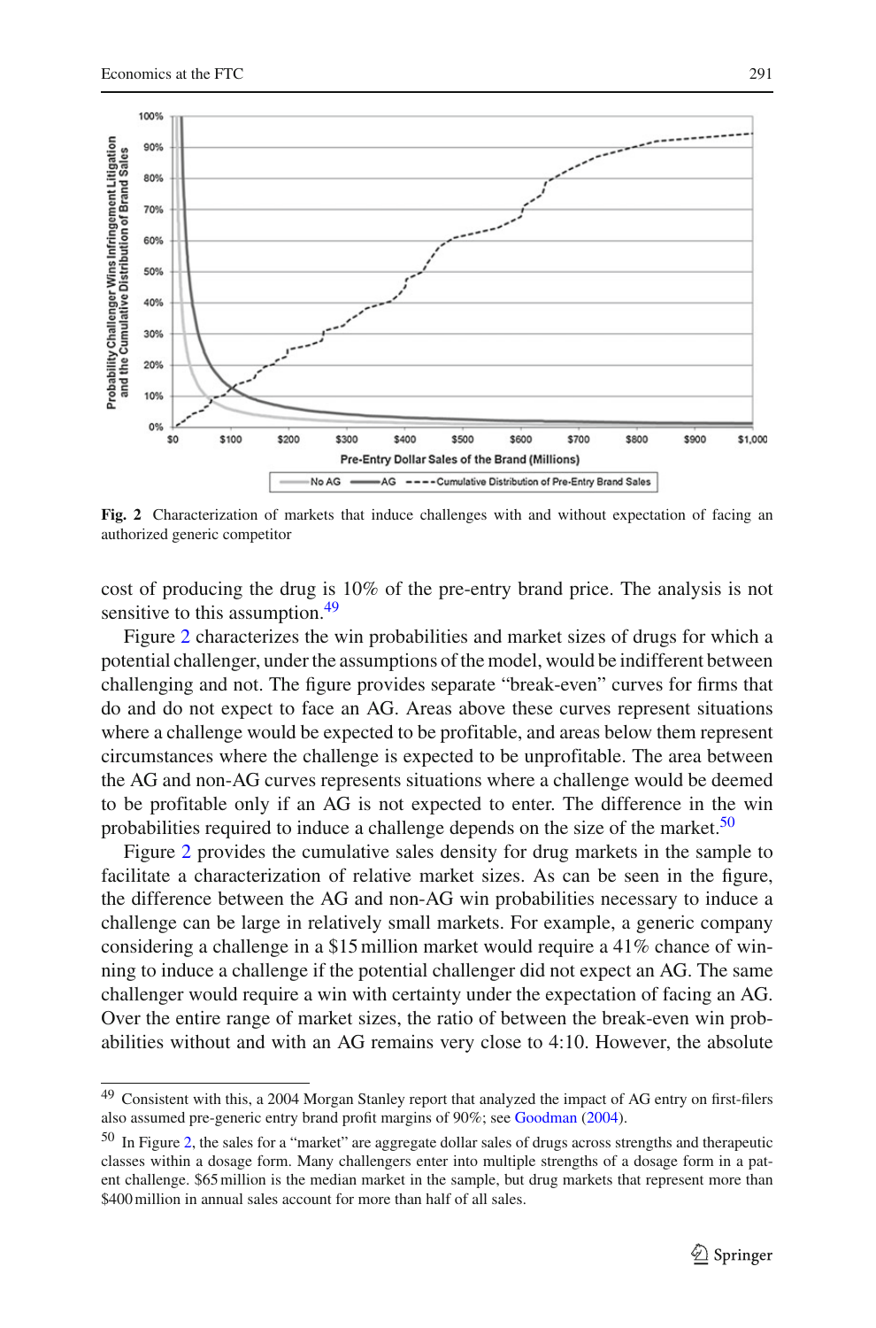Fig. 2 Characterization of markets that induce challenges with and without expectation of facing an authorized generic competitor

cost of producing the drug is 10% of the pre-entry brand price. The analysis is not sensitive to this assumption.[49]

Figure 2 characterizes the win probabilities and market sizes of drugs for which a potential challenger, under the assumptions of the model, would be indifferent between challenging and not. The figure provides separate "break-even" curves for firms that do and do not expect to face an AG. Areas above these curves represent situations where a challenge would be expected to be profitable, and areas below them represent circumstances where the challenge is expected to be unprofitable. The area between the AG and non-AG curves represents situations where a challenge would be deemed to be profitable only if an AG is not expected to enter. The difference in the win probabilities required to induce a challenge depends on the size of the market.[50]

Figure 2 provides the cumulative sales density for drug markets in the sample to facilitate a characterization of relative market sizes. As can be seen in the figure, the difference between the AG and non-AG win probabilities necessary to induce a challenge can be large in relatively small markets. For example, a generic company considering a challenge in a $15 million market would require a 41% chance of winning to induce a challenge if the potential challenger did not expect an AG. The same challenger would require a win with certainty under the expectation of facing an AG. Over the entire range of market sizes, the ratio of between the break-even win probabilities without and with an AG remains very close to 4:10. However, the absolute

---

[49] Consistent with this, a 2004 Morgan Stanley report that analyzed the impact of AG entry on first-filers also assumed pre-generic entry brand profit margins of 90%; see Goodman (2004).

[50] In Figure 2, the sales for a "market" are aggregate dollar sales of drugs across strengths and therapeutic classes within a dosage form. Many challengers enter into multiple strengths of a dosage form in a patent challenge. $65 million is the median market in the sample, but drug markets that represent more than $400 million in annual sales account for more than half of all sales.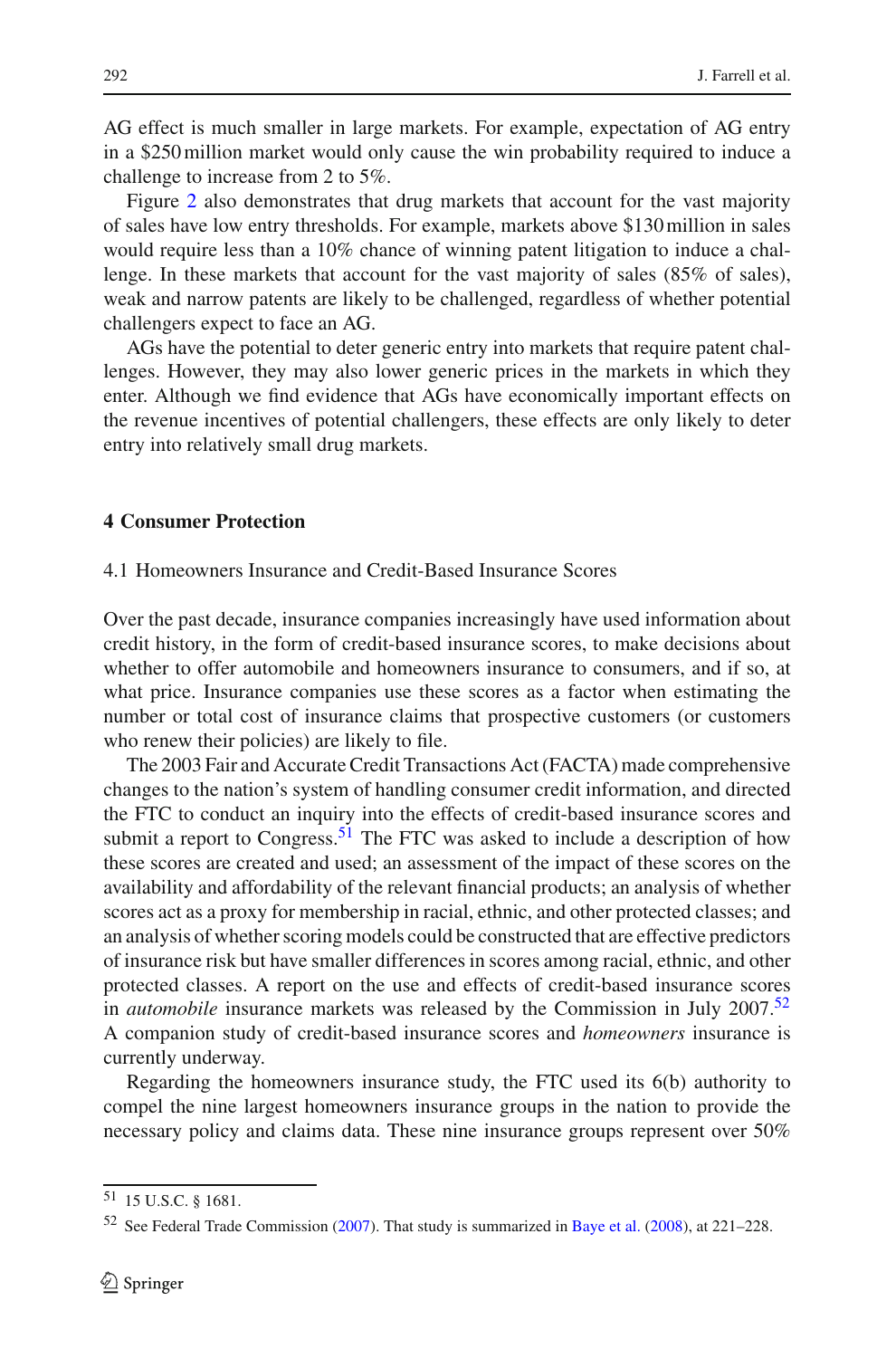AG effect is much smaller in large markets. For example, expectation of AG entry in a $250 million market would only cause the win probability required to induce a challenge to increase from 2 to 5%.

Figure 2 also demonstrates that drug markets that account for the vast majority of sales have low entry thresholds. For example, markets above $130 million in sales would require less than a 10% chance of winning patent litigation to induce a challenge. In these markets that account for the vast majority of sales (85% of sales), weak and narrow patents are likely to be challenged, regardless of whether potential challengers expect to face an AG.

AGs have the potential to deter generic entry into markets that require patent challenges. However, they may also lower generic prices in the markets in which they enter. Although we find evidence that AGs have economically important effects on the revenue incentives of potential challengers, these effects are only likely to deter entry into relatively small drug markets.

## 4 Consumer Protection

### 4.1 Homeowners Insurance and Credit-Based Insurance Scores

Over the past decade, insurance companies increasingly have used information about credit history, in the form of credit-based insurance scores, to make decisions about whether to offer automobile and homeowners insurance to consumers, and if so, at what price. Insurance companies use these scores as a factor when estimating the number or total cost of insurance claims that prospective customers (or customers who renew their policies) are likely to file.

The 2003 Fair and Accurate Credit Transactions Act (FACTA) made comprehensive changes to the nation's system of handling consumer credit information, and directed the FTC to conduct an inquiry into the effects of credit-based insurance scores and submit a report to Congress.[51] The FTC was asked to include a description of how these scores are created and used; an assessment of the impact of these scores on the availability and affordability of the relevant financial products; an analysis of whether scores act as a proxy for membership in racial, ethnic, and other protected classes; and an analysis of whether scoring models could be constructed that are effective predictors of insurance risk but have smaller differences in scores among racial, ethnic, and other protected classes. A report on the use and effects of credit-based insurance scores in *automobile* insurance markets was released by the Commission in July 2007.[52] A companion study of credit-based insurance scores and *homeowners* insurance is currently underway.

Regarding the homeowners insurance study, the FTC used its 6(b) authority to compel the nine largest homeowners insurance groups in the nation to provide the necessary policy and claims data. These nine insurance groups represent over 50%

[51] 15 U.S.C. § 1681.

[52] See Federal Trade Commission (2007). That study is summarized in Baye et al. (2008), at 221–228.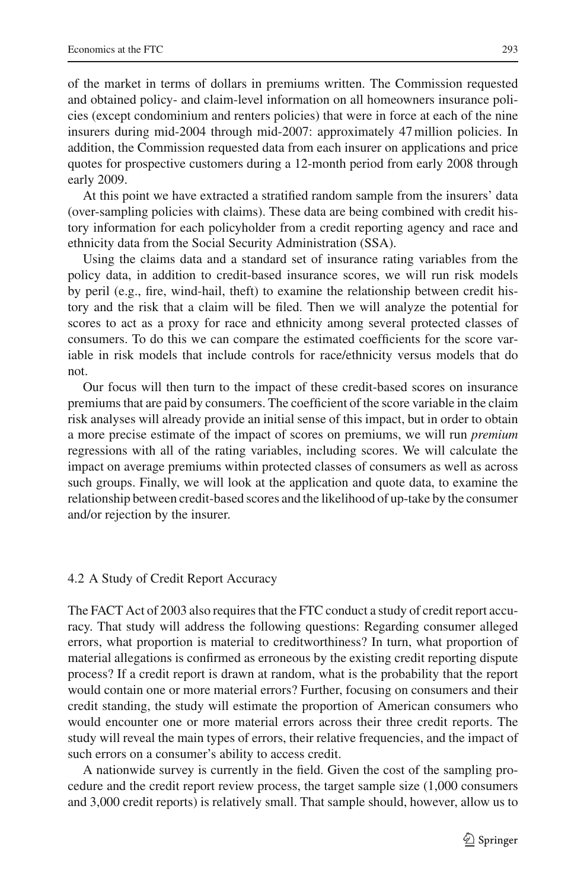of the market in terms of dollars in premiums written. The Commission requested and obtained policy- and claim-level information on all homeowners insurance policies (except condominium and renters policies) that were in force at each of the nine insurers during mid-2004 through mid-2007: approximately 47 million policies. In addition, the Commission requested data from each insurer on applications and price quotes for prospective customers during a 12-month period from early 2008 through early 2009.

At this point we have extracted a stratified random sample from the insurers' data (over-sampling policies with claims). These data are being combined with credit history information for each policyholder from a credit reporting agency and race and ethnicity data from the Social Security Administration (SSA).

Using the claims data and a standard set of insurance rating variables from the policy data, in addition to credit-based insurance scores, we will run risk models by peril (e.g., fire, wind-hail, theft) to examine the relationship between credit history and the risk that a claim will be filed. Then we will analyze the potential for scores to act as a proxy for race and ethnicity among several protected classes of consumers. To do this we can compare the estimated coefficients for the score variable in risk models that include controls for race/ethnicity versus models that do not.

Our focus will then turn to the impact of these credit-based scores on insurance premiums that are paid by consumers. The coefficient of the score variable in the claim risk analyses will already provide an initial sense of this impact, but in order to obtain a more precise estimate of the impact of scores on premiums, we will run *premium* regressions with all of the rating variables, including scores. We will calculate the impact on average premiums within protected classes of consumers as well as across such groups. Finally, we will look at the application and quote data, to examine the relationship between credit-based scores and the likelihood of up-take by the consumer and/or rejection by the insurer.

### 4.2 A Study of Credit Report Accuracy

The FACT Act of 2003 also requires that the FTC conduct a study of credit report accuracy. That study will address the following questions: Regarding consumer alleged errors, what proportion is material to creditworthiness? In turn, what proportion of material allegations is confirmed as erroneous by the existing credit reporting dispute process? If a credit report is drawn at random, what is the probability that the report would contain one or more material errors? Further, focusing on consumers and their credit standing, the study will estimate the proportion of American consumers who would encounter one or more material errors across their three credit reports. The study will reveal the main types of errors, their relative frequencies, and the impact of such errors on a consumer's ability to access credit.

A nationwide survey is currently in the field. Given the cost of the sampling procedure and the credit report review process, the target sample size (1,000 consumers and 3,000 credit reports) is relatively small. That sample should, however, allow us to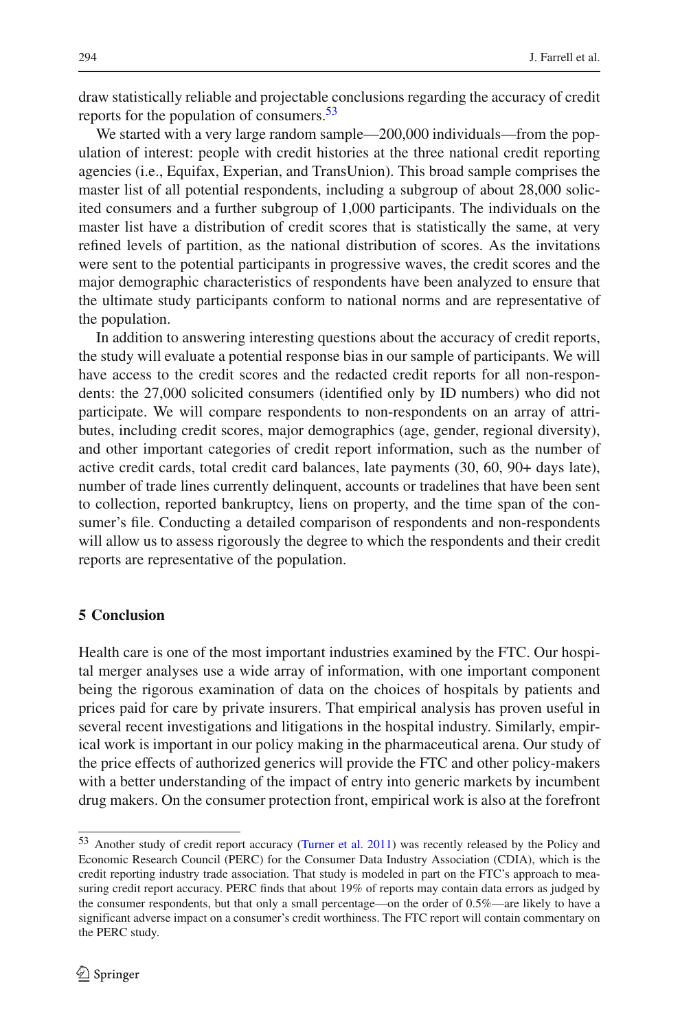draw statistically reliable and projectable conclusions regarding the accuracy of credit reports for the population of consumers.[53]

We started with a very large random sample—200,000 individuals—from the population of interest: people with credit histories at the three national credit reporting agencies (i.e., Equifax, Experian, and TransUnion). This broad sample comprises the master list of all potential respondents, including a subgroup of about 28,000 solicited consumers and a further subgroup of 1,000 participants. The individuals on the master list have a distribution of credit scores that is statistically the same, at very refined levels of partition, as the national distribution of scores. As the invitations were sent to the potential participants in progressive waves, the credit scores and the major demographic characteristics of respondents have been analyzed to ensure that the ultimate study participants conform to national norms and are representative of the population.

In addition to answering interesting questions about the accuracy of credit reports, the study will evaluate a potential response bias in our sample of participants. We will have access to the credit scores and the redacted credit reports for all non-respondents: the 27,000 solicited consumers (identified only by ID numbers) who did not participate. We will compare respondents to non-respondents on an array of attributes, including credit scores, major demographics (age, gender, regional diversity), and other important categories of credit report information, such as the number of active credit cards, total credit card balances, late payments (30, 60, 90+ days late), number of trade lines currently delinquent, accounts or tradelines that have been sent to collection, reported bankruptcy, liens on property, and the time span of the consumer's file. Conducting a detailed comparison of respondents and non-respondents will allow us to assess rigorously the degree to which the respondents and their credit reports are representative of the population.

## 5 Conclusion

Health care is one of the most important industries examined by the FTC. Our hospital merger analyses use a wide array of information, with one important component being the rigorous examination of data on the choices of hospitals by patients and prices paid for care by private insurers. That empirical analysis has proven useful in several recent investigations and litigations in the hospital industry. Similarly, empirical work is important in our policy making in the pharmaceutical arena. Our study of the price effects of authorized generics will provide the FTC and other policy-makers with a better understanding of the impact of entry into generic markets by incumbent drug makers. On the consumer protection front, empirical work is also at the forefront

---

[53] Another study of credit report accuracy (Turner et al. 2011) was recently released by the Policy and Economic Research Council (PERC) for the Consumer Data Industry Association (CDIA), which is the credit reporting industry trade association. That study is modeled in part on the FTC's approach to measuring credit report accuracy. PERC finds that about 19% of reports may contain data errors as judged by the consumer respondents, but that only a small percentage—on the order of 0.5%—are likely to have a significant adverse impact on a consumer's credit worthiness. The FTC report will contain commentary on the PERC study.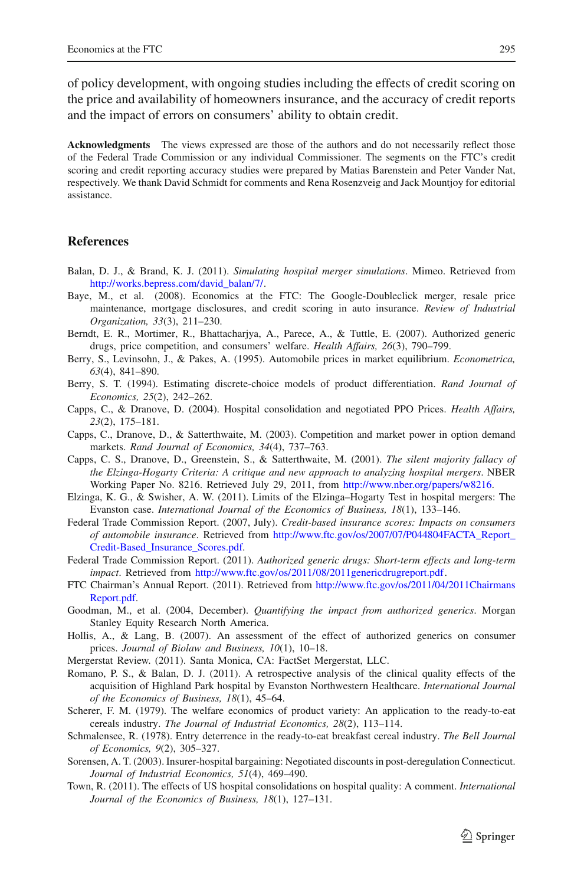of policy development, with ongoing studies including the effects of credit scoring on the price and availability of homeowners insurance, and the accuracy of credit reports and the impact of errors on consumers' ability to obtain credit.

**Acknowledgments** The views expressed are those of the authors and do not necessarily reflect those of the Federal Trade Commission or any individual Commissioner. The segments on the FTC's credit scoring and credit reporting accuracy studies were prepared by Matias Barenstein and Peter Vander Nat, respectively. We thank David Schmidt for comments and Rena Rosenzveig and Jack Mountjoy for editorial assistance.

## References

Balan, D. J., & Brand, K. J. (2011). *Simulating hospital merger simulations*. Mimeo. Retrieved from http://works.bepress.com/david_balan/7/.

Baye, M., et al. (2008). Economics at the FTC: The Google-Doubleclick merger, resale price maintenance, mortgage disclosures, and credit scoring in auto insurance. *Review of Industrial Organization, 33*(3), 211–230.

Berndt, E. R., Mortimer, R., Bhattacharjya, A., Parece, A., & Tuttle, E. (2007). Authorized generic drugs, price competition, and consumers' welfare. *Health Affairs, 26*(3), 790–799.

Berry, S., Levinsohn, J., & Pakes, A. (1995). Automobile prices in market equilibrium. *Econometrica, 63*(4), 841–890.

Berry, S. T. (1994). Estimating discrete-choice models of product differentiation. *Rand Journal of Economics, 25*(2), 242–262.

Capps, C., & Dranove, D. (2004). Hospital consolidation and negotiated PPO Prices. *Health Affairs, 23*(2), 175–181.

Capps, C., Dranove, D., & Satterthwaite, M. (2003). Competition and market power in option demand markets. *Rand Journal of Economics, 34*(4), 737–763.

Capps, C. S., Dranove, D., Greenstein, S., & Satterthwaite, M. (2001). *The silent majority fallacy of the Elzinga-Hogarty Criteria: A critique and new approach to analyzing hospital mergers*. NBER Working Paper No. 8216. Retrieved July 29, 2011, from http://www.nber.org/papers/w8216.

Elzinga, K. G., & Swisher, A. W. (2011). Limits of the Elzinga–Hogarty Test in hospital mergers: The Evanston case. *International Journal of the Economics of Business, 18*(1), 133–146.

Federal Trade Commission Report. (2007, July). *Credit-based insurance scores: Impacts on consumers of automobile insurance*. Retrieved from http://www.ftc.gov/os/2007/07/P044804FACTA_Report_Credit-Based_Insurance_Scores.pdf.

Federal Trade Commission Report. (2011). *Authorized generic drugs: Short-term effects and long-term impact*. Retrieved from http://www.ftc.gov/os/2011/08/2011genericdrugreport.pdf.

FTC Chairman's Annual Report. (2011). Retrieved from http://www.ftc.gov/os/2011/04/2011ChairmansReport.pdf.

Goodman, M., et al. (2004, December). *Quantifying the impact from authorized generics*. Morgan Stanley Equity Research North America.

Hollis, A., & Lang, B. (2007). An assessment of the effect of authorized generics on consumer prices. *Journal of Biolaw and Business, 10*(1), 10–18.

Mergerstat Review. (2011). Santa Monica, CA: FactSet Mergerstat, LLC.

Romano, P. S., & Balan, D. J. (2011). A retrospective analysis of the clinical quality effects of the acquisition of Highland Park hospital by Evanston Northwestern Healthcare. *International Journal of the Economics of Business, 18*(1), 45–64.

Scherer, F. M. (1979). The welfare economics of product variety: An application to the ready-to-eat cereals industry. *The Journal of Industrial Economics, 28*(2), 113–114.

Schmalensee, R. (1978). Entry deterrence in the ready-to-eat breakfast cereal industry. *The Bell Journal of Economics, 9*(2), 305–327.

Sorensen, A. T. (2003). Insurer-hospital bargaining: Negotiated discounts in post-deregulation Connecticut. *Journal of Industrial Economics, 51*(4), 469–490.

Town, R. (2011). The effects of US hospital consolidations on hospital quality: A comment. *International Journal of the Economics of Business, 18*(1), 127–131.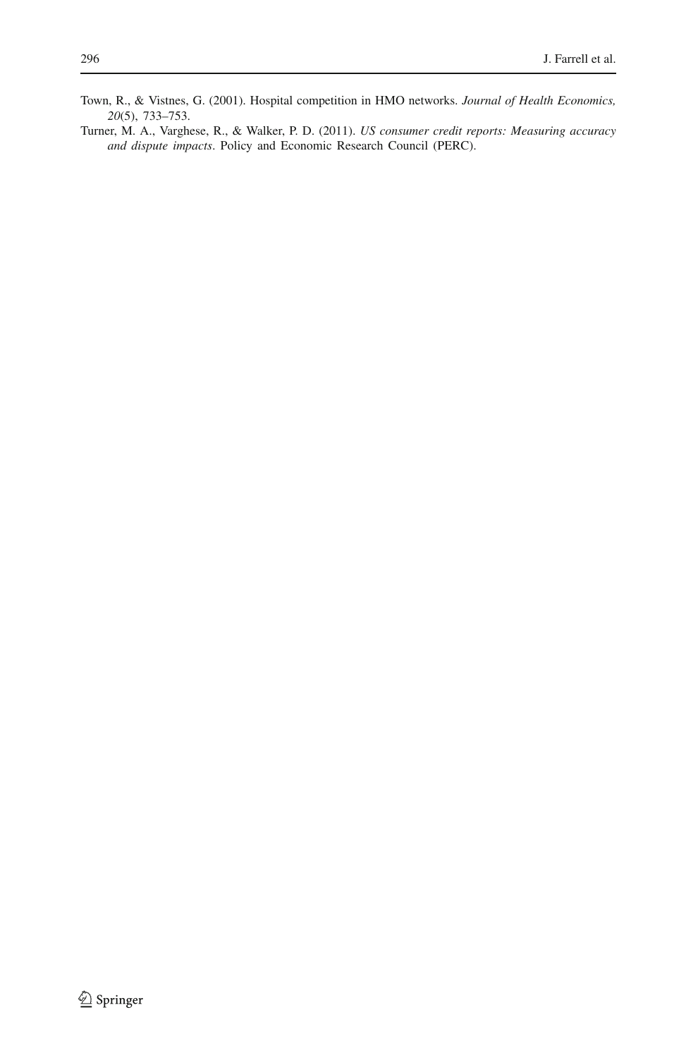Town, R., & Vistnes, G. (2001). Hospital competition in HMO networks. *Journal of Health Economics, 20*(5), 733–753.

Turner, M. A., Varghese, R., & Walker, P. D. (2011). *US consumer credit reports: Measuring accuracy and dispute impacts*. Policy and Economic Research Council (PERC).